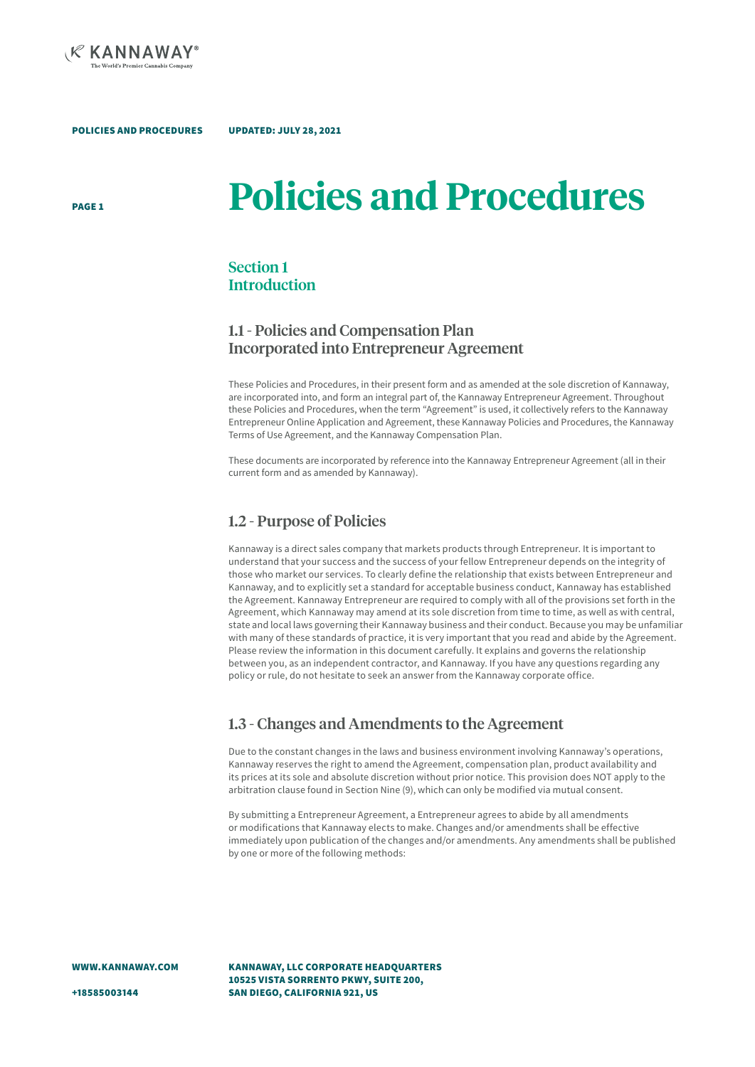# Policies and Procedures

## Section 1
## Introduction

### 1.1 - Policies and Compensation Plan Incorporated into Entrepreneur Agreement

These Policies and Procedures, in their present form and as amended at the sole discretion of Kannaway, are incorporated into, and form an integral part of, the Kannaway Entrepreneur Agreement. Throughout these Policies and Procedures, when the term "Agreement" is used, it collectively refers to the Kannaway Entrepreneur Online Application and Agreement, these Kannaway Policies and Procedures, the Kannaway Terms of Use Agreement, and the Kannaway Compensation Plan.

These documents are incorporated by reference into the Kannaway Entrepreneur Agreement (all in their current form and as amended by Kannaway).

### 1.2 - Purpose of Policies

Kannaway is a direct sales company that markets products through Entrepreneur. It is important to understand that your success and the success of your fellow Entrepreneur depends on the integrity of those who market our services. To clearly define the relationship that exists between Entrepreneur and Kannaway, and to explicitly set a standard for acceptable business conduct, Kannaway has established the Agreement. Kannaway Entrepreneur are required to comply with all of the provisions set forth in the Agreement, which Kannaway may amend at its sole discretion from time to time, as well as with central, state and local laws governing their Kannaway business and their conduct. Because you may be unfamiliar with many of these standards of practice, it is very important that you read and abide by the Agreement. Please review the information in this document carefully. It explains and governs the relationship between you, as an independent contractor, and Kannaway. If you have any questions regarding any policy or rule, do not hesitate to seek an answer from the Kannaway corporate office.

### 1.3 - Changes and Amendments to the Agreement

Due to the constant changes in the laws and business environment involving Kannaway's operations, Kannaway reserves the right to amend the Agreement, compensation plan, product availability and its prices at its sole and absolute discretion without prior notice. This provision does NOT apply to the arbitration clause found in Section Nine (9), which can only be modified via mutual consent.

By submitting a Entrepreneur Agreement, a Entrepreneur agrees to abide by all amendments or modifications that Kannaway elects to make. Changes and/or amendments shall be effective immediately upon publication of the changes and/or amendments. Any amendments shall be published by one or more of the following methods: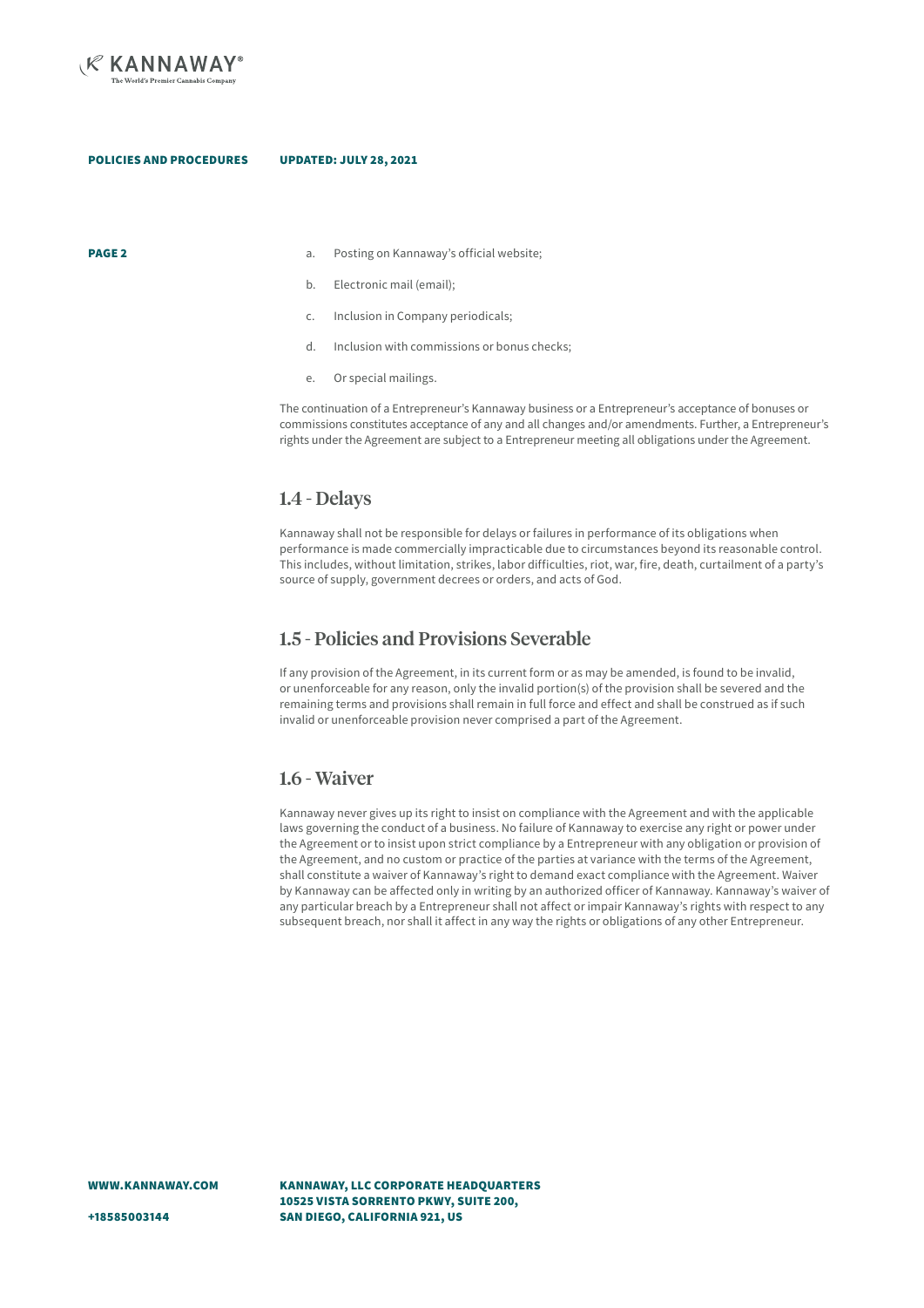a. Posting on Kannaway's official website;

b. Electronic mail (email);

c. Inclusion in Company periodicals;

d. Inclusion with commissions or bonus checks;

e. Or special mailings.

The continuation of a Entrepreneur's Kannaway business or a Entrepreneur's acceptance of bonuses or commissions constitutes acceptance of any and all changes and/or amendments. Further, a Entrepreneur's rights under the Agreement are subject to a Entrepreneur meeting all obligations under the Agreement.

## 1.4 - Delays

Kannaway shall not be responsible for delays or failures in performance of its obligations when performance is made commercially impracticable due to circumstances beyond its reasonable control. This includes, without limitation, strikes, labor difficulties, riot, war, fire, death, curtailment of a party's source of supply, government decrees or orders, and acts of God.

## 1.5 - Policies and Provisions Severable

If any provision of the Agreement, in its current form or as may be amended, is found to be invalid, or unenforceable for any reason, only the invalid portion(s) of the provision shall be severed and the remaining terms and provisions shall remain in full force and effect and shall be construed as if such invalid or unenforceable provision never comprised a part of the Agreement.

## 1.6 - Waiver

Kannaway never gives up its right to insist on compliance with the Agreement and with the applicable laws governing the conduct of a business. No failure of Kannaway to exercise any right or power under the Agreement or to insist upon strict compliance by a Entrepreneur with any obligation or provision of the Agreement, and no custom or practice of the parties at variance with the terms of the Agreement, shall constitute a waiver of Kannaway's right to demand exact compliance with the Agreement. Waiver by Kannaway can be affected only in writing by an authorized officer of Kannaway. Kannaway's waiver of any particular breach by a Entrepreneur shall not affect or impair Kannaway's rights with respect to any subsequent breach, nor shall it affect in any way the rights or obligations of any other Entrepreneur.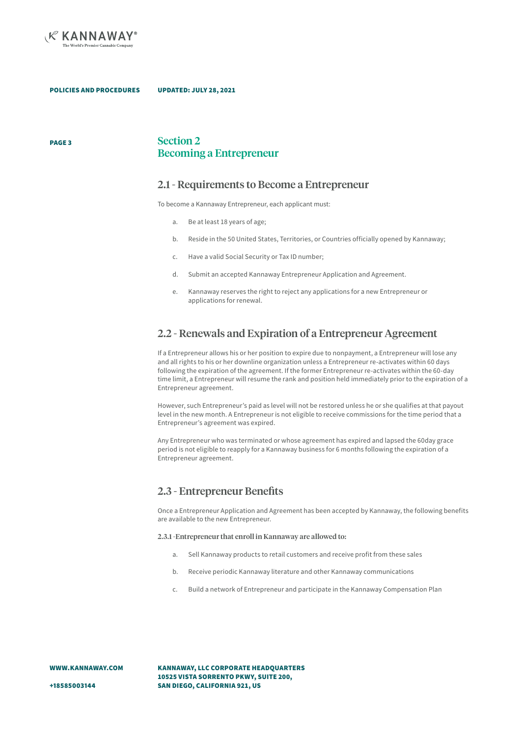# Section 2
# Becoming a Entrepreneur

## 2.1 - Requirements to Become a Entrepreneur

To become a Kannaway Entrepreneur, each applicant must:

a. Be at least 18 years of age;

b. Reside in the 50 United States, Territories, or Countries officially opened by Kannaway;

c. Have a valid Social Security or Tax ID number;

d. Submit an accepted Kannaway Entrepreneur Application and Agreement.

e. Kannaway reserves the right to reject any applications for a new Entrepreneur or applications for renewal.

## 2.2 - Renewals and Expiration of a Entrepreneur Agreement

If a Entrepreneur allows his or her position to expire due to nonpayment, a Entrepreneur will lose any and all rights to his or her downline organization unless a Entrepreneur re-activates within 60 days following the expiration of the agreement. If the former Entrepreneur re-activates within the 60-day time limit, a Entrepreneur will resume the rank and position held immediately prior to the expiration of a Entrepreneur agreement.

However, such Entrepreneur's paid as level will not be restored unless he or she qualifies at that payout level in the new month. A Entrepreneur is not eligible to receive commissions for the time period that a Entrepreneur's agreement was expired.

Any Entrepreneur who was terminated or whose agreement has expired and lapsed the 60day grace period is not eligible to reapply for a Kannaway business for 6 months following the expiration of a Entrepreneur agreement.

## 2.3 - Entrepreneur Benefits

Once a Entrepreneur Application and Agreement has been accepted by Kannaway, the following benefits are available to the new Entrepreneur.

### 2.3.1 - Entrepreneur that enroll in Kannaway are allowed to:

a. Sell Kannaway products to retail customers and receive profit from these sales

b. Receive periodic Kannaway literature and other Kannaway communications

c. Build a network of Entrepreneur and participate in the Kannaway Compensation Plan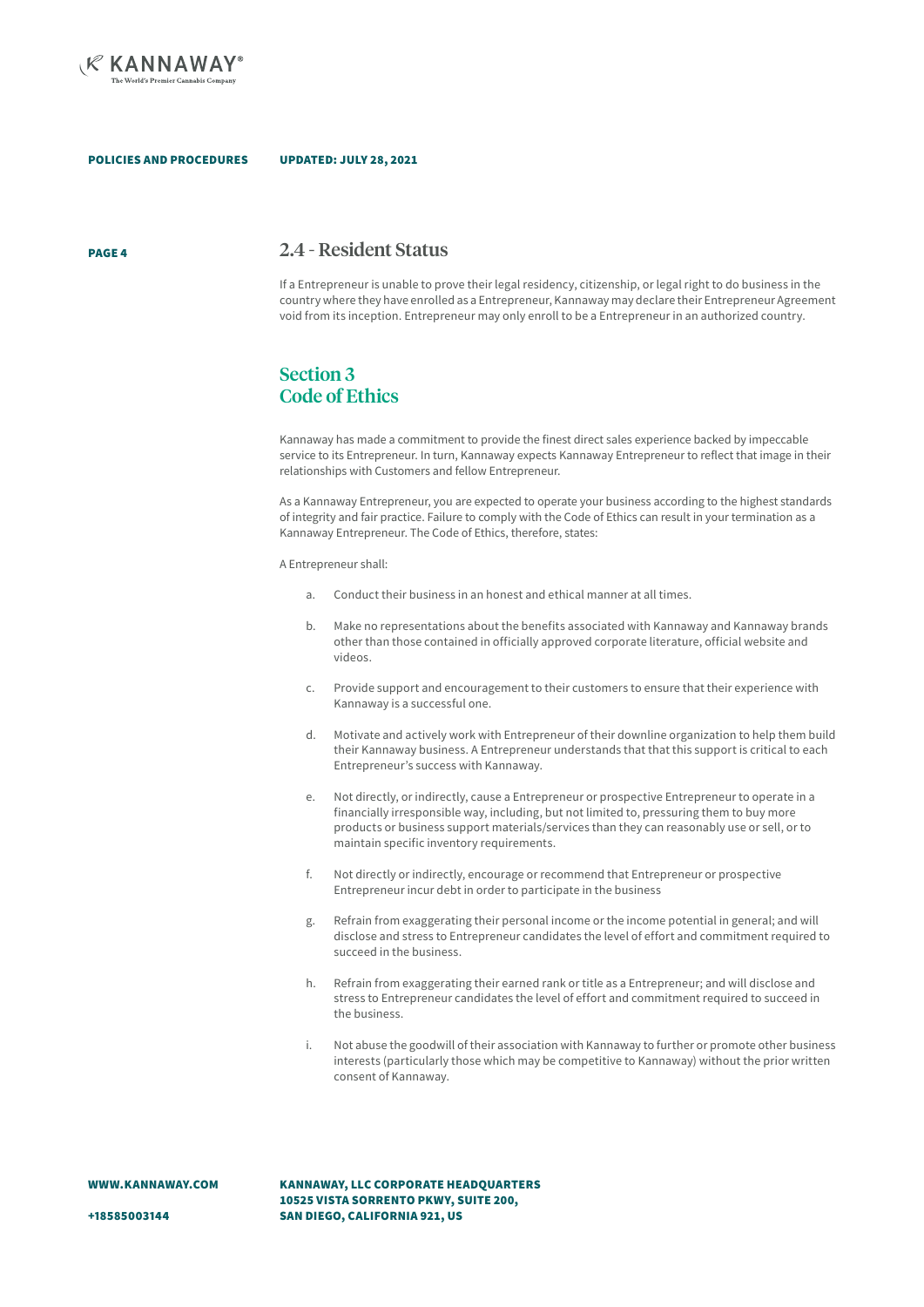## 2.4 - Resident Status

If a Entrepreneur is unable to prove their legal residency, citizenship, or legal right to do business in the country where they have enrolled as a Entrepreneur, Kannaway may declare their Entrepreneur Agreement void from its inception. Entrepreneur may only enroll to be a Entrepreneur in an authorized country.

# Section 3
# Code of Ethics

Kannaway has made a commitment to provide the finest direct sales experience backed by impeccable service to its Entrepreneur. In turn, Kannaway expects Kannaway Entrepreneur to reflect that image in their relationships with Customers and fellow Entrepreneur.

As a Kannaway Entrepreneur, you are expected to operate your business according to the highest standards of integrity and fair practice. Failure to comply with the Code of Ethics can result in your termination as a Kannaway Entrepreneur. The Code of Ethics, therefore, states:

A Entrepreneur shall:

a. Conduct their business in an honest and ethical manner at all times.

b. Make no representations about the benefits associated with Kannaway and Kannaway brands other than those contained in officially approved corporate literature, official website and videos.

c. Provide support and encouragement to their customers to ensure that their experience with Kannaway is a successful one.

d. Motivate and actively work with Entrepreneur of their downline organization to help them build their Kannaway business. A Entrepreneur understands that that this support is critical to each Entrepreneur's success with Kannaway.

e. Not directly, or indirectly, cause a Entrepreneur or prospective Entrepreneur to operate in a financially irresponsible way, including, but not limited to, pressuring them to buy more products or business support materials/services than they can reasonably use or sell, or to maintain specific inventory requirements.

f. Not directly or indirectly, encourage or recommend that Entrepreneur or prospective Entrepreneur incur debt in order to participate in the business

g. Refrain from exaggerating their personal income or the income potential in general; and will disclose and stress to Entrepreneur candidates the level of effort and commitment required to succeed in the business.

h. Refrain from exaggerating their earned rank or title as a Entrepreneur; and will disclose and stress to Entrepreneur candidates the level of effort and commitment required to succeed in the business.

i. Not abuse the goodwill of their association with Kannaway to further or promote other business interests (particularly those which may be competitive to Kannaway) without the prior written consent of Kannaway.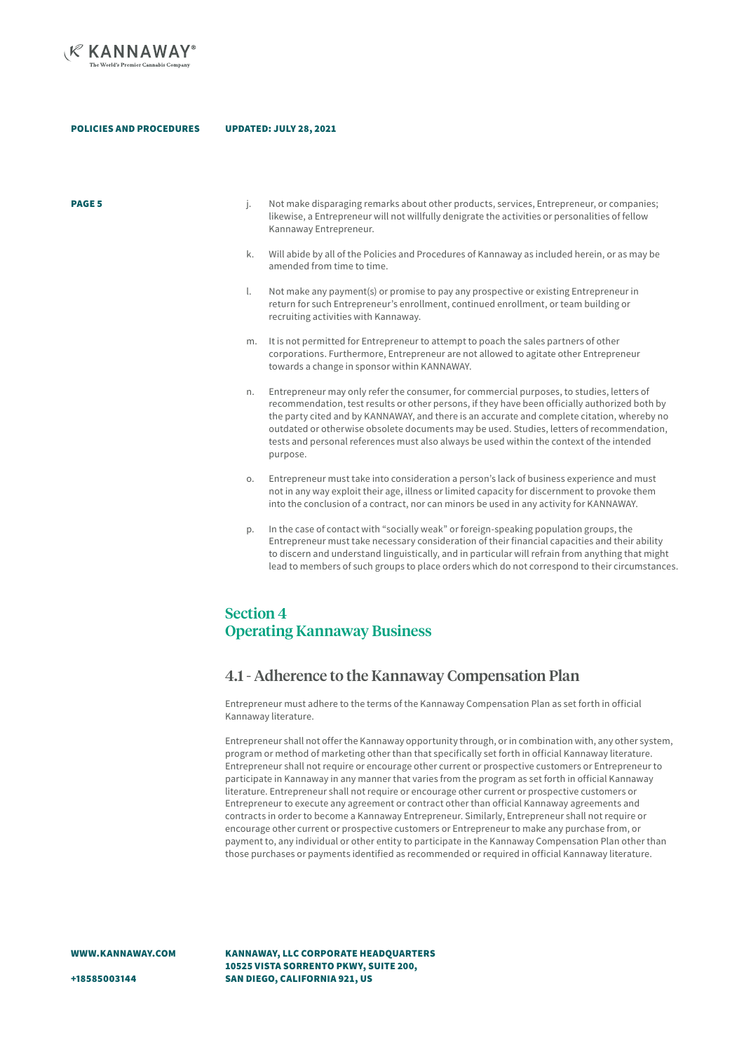j. Not make disparaging remarks about other products, services, Entrepreneur, or companies; likewise, a Entrepreneur will not willfully denigrate the activities or personalities of fellow Kannaway Entrepreneur.

k. Will abide by all of the Policies and Procedures of Kannaway as included herein, or as may be amended from time to time.

l. Not make any payment(s) or promise to pay any prospective or existing Entrepreneur in return for such Entrepreneur's enrollment, continued enrollment, or team building or recruiting activities with Kannaway.

m. It is not permitted for Entrepreneur to attempt to poach the sales partners of other corporations. Furthermore, Entrepreneur are not allowed to agitate other Entrepreneur towards a change in sponsor within KANNAWAY.

n. Entrepreneur may only refer the consumer, for commercial purposes, to studies, letters of recommendation, test results or other persons, if they have been officially authorized both by the party cited and by KANNAWAY, and there is an accurate and complete citation, whereby no outdated or otherwise obsolete documents may be used. Studies, letters of recommendation, tests and personal references must also always be used within the context of the intended purpose.

o. Entrepreneur must take into consideration a person's lack of business experience and must not in any way exploit their age, illness or limited capacity for discernment to provoke them into the conclusion of a contract, nor can minors be used in any activity for KANNAWAY.

p. In the case of contact with "socially weak" or foreign-speaking population groups, the Entrepreneur must take necessary consideration of their financial capacities and their ability to discern and understand linguistically, and in particular will refrain from anything that might lead to members of such groups to place orders which do not correspond to their circumstances.

# Section 4
# Operating Kannaway Business

## 4.1 - Adherence to the Kannaway Compensation Plan

Entrepreneur must adhere to the terms of the Kannaway Compensation Plan as set forth in official Kannaway literature.

Entrepreneur shall not offer the Kannaway opportunity through, or in combination with, any other system, program or method of marketing other than that specifically set forth in official Kannaway literature. Entrepreneur shall not require or encourage other current or prospective customers or Entrepreneur to participate in Kannaway in any manner that varies from the program as set forth in official Kannaway literature. Entrepreneur shall not require or encourage other current or prospective customers or Entrepreneur to execute any agreement or contract other than official Kannaway agreements and contracts in order to become a Kannaway Entrepreneur. Similarly, Entrepreneur shall not require or encourage other current or prospective customers or Entrepreneur to make any purchase from, or payment to, any individual or other entity to participate in the Kannaway Compensation Plan other than those purchases or payments identified as recommended or required in official Kannaway literature.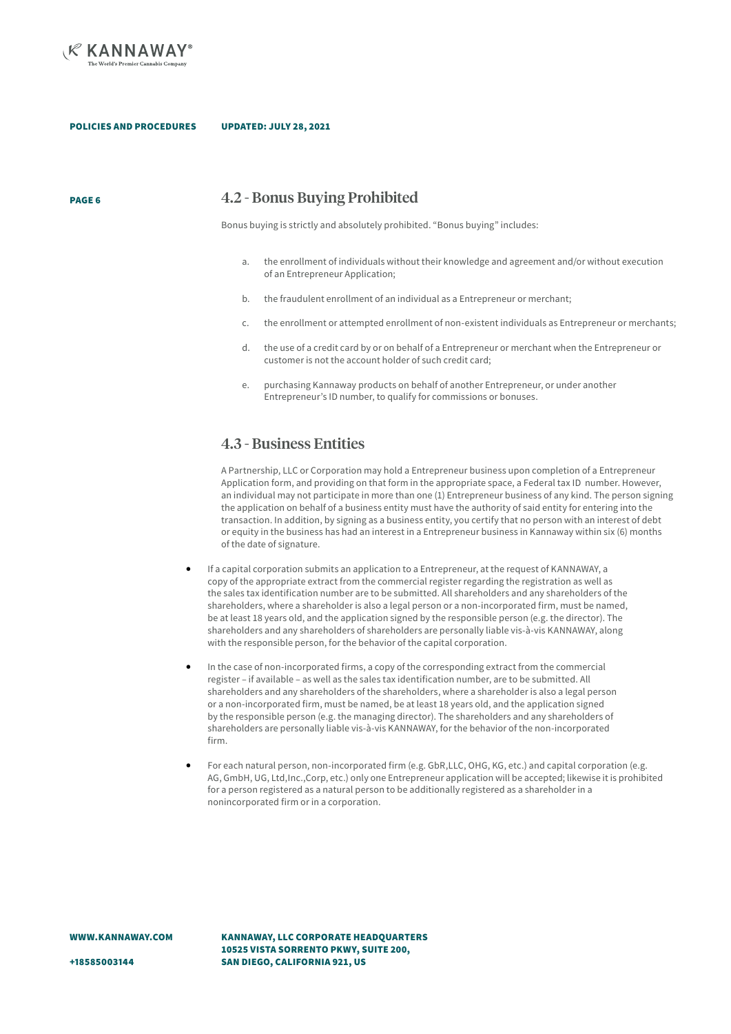## 4.2 - Bonus Buying Prohibited

Bonus buying is strictly and absolutely prohibited. “Bonus buying” includes:

a. the enrollment of individuals without their knowledge and agreement and/or without execution of an Entrepreneur Application;

b. the fraudulent enrollment of an individual as a Entrepreneur or merchant;

c. the enrollment or attempted enrollment of non-existent individuals as Entrepreneur or merchants;

d. the use of a credit card by or on behalf of a Entrepreneur or merchant when the Entrepreneur or customer is not the account holder of such credit card;

e. purchasing Kannaway products on behalf of another Entrepreneur, or under another Entrepreneur’s ID number, to qualify for commissions or bonuses.

## 4.3 - Business Entities

A Partnership, LLC or Corporation may hold a Entrepreneur business upon completion of a Entrepreneur Application form, and providing on that form in the appropriate space, a Federal tax ID number. However, an individual may not participate in more than one (1) Entrepreneur business of any kind. The person signing the application on behalf of a business entity must have the authority of said entity for entering into the transaction. In addition, by signing as a business entity, you certify that no person with an interest of debt or equity in the business has had an interest in a Entrepreneur business in Kannaway within six (6) months of the date of signature.

- If a capital corporation submits an application to a Entrepreneur, at the request of KANNAWAY, a copy of the appropriate extract from the commercial register regarding the registration as well as the sales tax identification number are to be submitted. All shareholders and any shareholders of the shareholders, where a shareholder is also a legal person or a non-incorporated firm, must be named, be at least 18 years old, and the application signed by the responsible person (e.g. the director). The shareholders and any shareholders of shareholders are personally liable vis-à-vis KANNAWAY, along with the responsible person, for the behavior of the capital corporation.
- In the case of non-incorporated firms, a copy of the corresponding extract from the commercial register – if available – as well as the sales tax identification number, are to be submitted. All shareholders and any shareholders of the shareholders, where a shareholder is also a legal person or a non-incorporated firm, must be named, be at least 18 years old, and the application signed by the responsible person (e.g. the managing director). The shareholders and any shareholders of shareholders are personally liable vis-à-vis KANNAWAY, for the behavior of the non-incorporated firm.
- For each natural person, non-incorporated firm (e.g. GbR,LLC, OHG, KG, etc.) and capital corporation (e.g. AG, GmbH, UG, Ltd,Inc.,Corp, etc.) only one Entrepreneur application will be accepted; likewise it is prohibited for a person registered as a natural person to be additionally registered as a shareholder in a nonincorporated firm or in a corporation.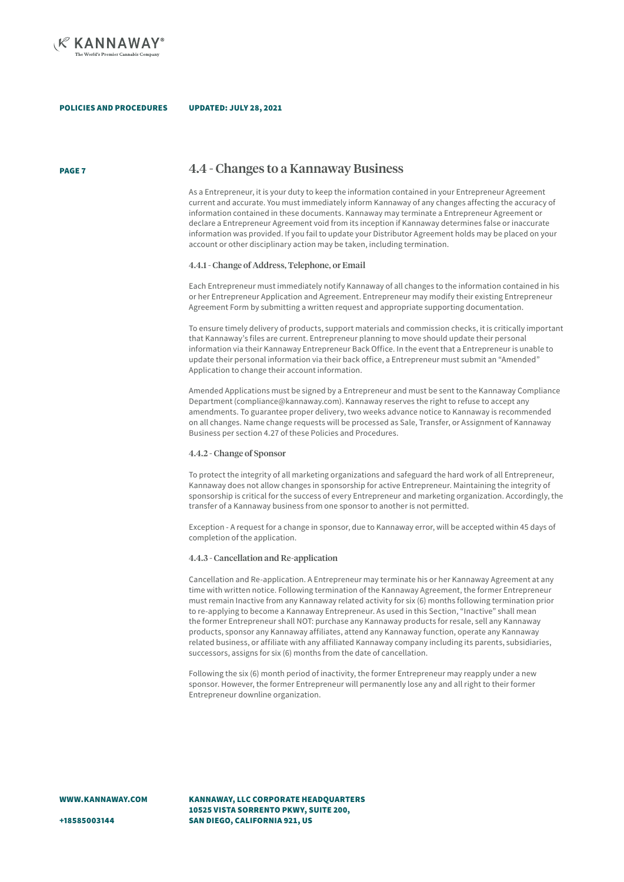## 4.4 - Changes to a Kannaway Business

As a Entrepreneur, it is your duty to keep the information contained in your Entrepreneur Agreement current and accurate. You must immediately inform Kannaway of any changes affecting the accuracy of information contained in these documents. Kannaway may terminate a Entrepreneur Agreement or declare a Entrepreneur Agreement void from its inception if Kannaway determines false or inaccurate information was provided. If you fail to update your Distributor Agreement holds may be placed on your account or other disciplinary action may be taken, including termination.

### 4.4.1 - Change of Address, Telephone, or Email

Each Entrepreneur must immediately notify Kannaway of all changes to the information contained in his or her Entrepreneur Application and Agreement. Entrepreneur may modify their existing Entrepreneur Agreement Form by submitting a written request and appropriate supporting documentation.

To ensure timely delivery of products, support materials and commission checks, it is critically important that Kannaway's files are current. Entrepreneur planning to move should update their personal information via their Kannaway Entrepreneur Back Office. In the event that a Entrepreneur is unable to update their personal information via their back office, a Entrepreneur must submit an "Amended" Application to change their account information.

Amended Applications must be signed by a Entrepreneur and must be sent to the Kannaway Compliance Department (compliance@kannaway.com). Kannaway reserves the right to refuse to accept any amendments. To guarantee proper delivery, two weeks advance notice to Kannaway is recommended on all changes. Name change requests will be processed as Sale, Transfer, or Assignment of Kannaway Business per section 4.27 of these Policies and Procedures.

### 4.4.2 - Change of Sponsor

To protect the integrity of all marketing organizations and safeguard the hard work of all Entrepreneur, Kannaway does not allow changes in sponsorship for active Entrepreneur. Maintaining the integrity of sponsorship is critical for the success of every Entrepreneur and marketing organization. Accordingly, the transfer of a Kannaway business from one sponsor to another is not permitted.

Exception - A request for a change in sponsor, due to Kannaway error, will be accepted within 45 days of completion of the application.

### 4.4.3 - Cancellation and Re-application

Cancellation and Re-application. A Entrepreneur may terminate his or her Kannaway Agreement at any time with written notice. Following termination of the Kannaway Agreement, the former Entrepreneur must remain Inactive from any Kannaway related activity for six (6) months following termination prior to re-applying to become a Kannaway Entrepreneur. As used in this Section, "Inactive" shall mean the former Entrepreneur shall NOT: purchase any Kannaway products for resale, sell any Kannaway products, sponsor any Kannaway affiliates, attend any Kannaway function, operate any Kannaway related business, or affiliate with any affiliated Kannaway company including its parents, subsidiaries, successors, assigns for six (6) months from the date of cancellation.

Following the six (6) month period of inactivity, the former Entrepreneur may reapply under a new sponsor. However, the former Entrepreneur will permanently lose any and all right to their former Entrepreneur downline organization.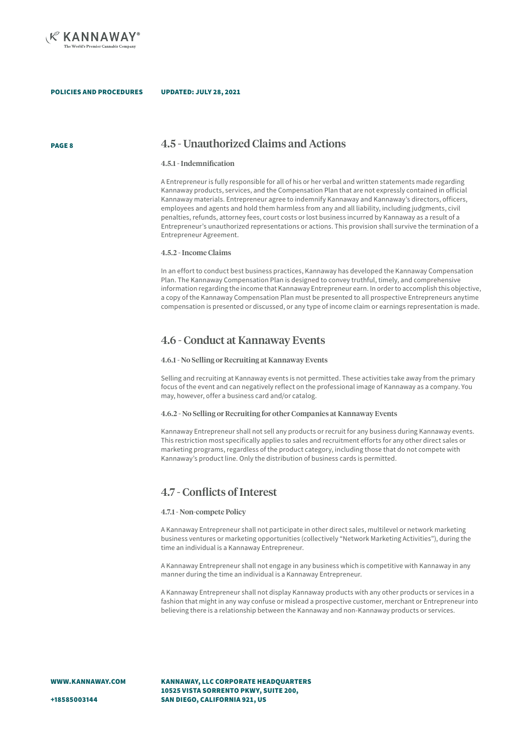## 4.5 - Unauthorized Claims and Actions

### 4.5.1 - Indemnification

A Entrepreneur is fully responsible for all of his or her verbal and written statements made regarding Kannaway products, services, and the Compensation Plan that are not expressly contained in official Kannaway materials. Entrepreneur agree to indemnify Kannaway and Kannaway's directors, officers, employees and agents and hold them harmless from any and all liability, including judgments, civil penalties, refunds, attorney fees, court costs or lost business incurred by Kannaway as a result of a Entrepreneur's unauthorized representations or actions. This provision shall survive the termination of a Entrepreneur Agreement.

### 4.5.2 - Income Claims

In an effort to conduct best business practices, Kannaway has developed the Kannaway Compensation Plan. The Kannaway Compensation Plan is designed to convey truthful, timely, and comprehensive information regarding the income that Kannaway Entrepreneur earn. In order to accomplish this objective, a copy of the Kannaway Compensation Plan must be presented to all prospective Entrepreneurs anytime compensation is presented or discussed, or any type of income claim or earnings representation is made.

## 4.6 - Conduct at Kannaway Events

### 4.6.1 - No Selling or Recruiting at Kannaway Events

Selling and recruiting at Kannaway events is not permitted. These activities take away from the primary focus of the event and can negatively reflect on the professional image of Kannaway as a company. You may, however, offer a business card and/or catalog.

### 4.6.2 - No Selling or Recruiting for other Companies at Kannaway Events

Kannaway Entrepreneur shall not sell any products or recruit for any business during Kannaway events. This restriction most specifically applies to sales and recruitment efforts for any other direct sales or marketing programs, regardless of the product category, including those that do not compete with Kannaway's product line. Only the distribution of business cards is permitted.

## 4.7 - Conflicts of Interest

### 4.7.1 - Non-compete Policy

A Kannaway Entrepreneur shall not participate in other direct sales, multilevel or network marketing business ventures or marketing opportunities (collectively "Network Marketing Activities"), during the time an individual is a Kannaway Entrepreneur.

A Kannaway Entrepreneur shall not engage in any business which is competitive with Kannaway in any manner during the time an individual is a Kannaway Entrepreneur.

A Kannaway Entrepreneur shall not display Kannaway products with any other products or services in a fashion that might in any way confuse or mislead a prospective customer, merchant or Entrepreneur into believing there is a relationship between the Kannaway and non-Kannaway products or services.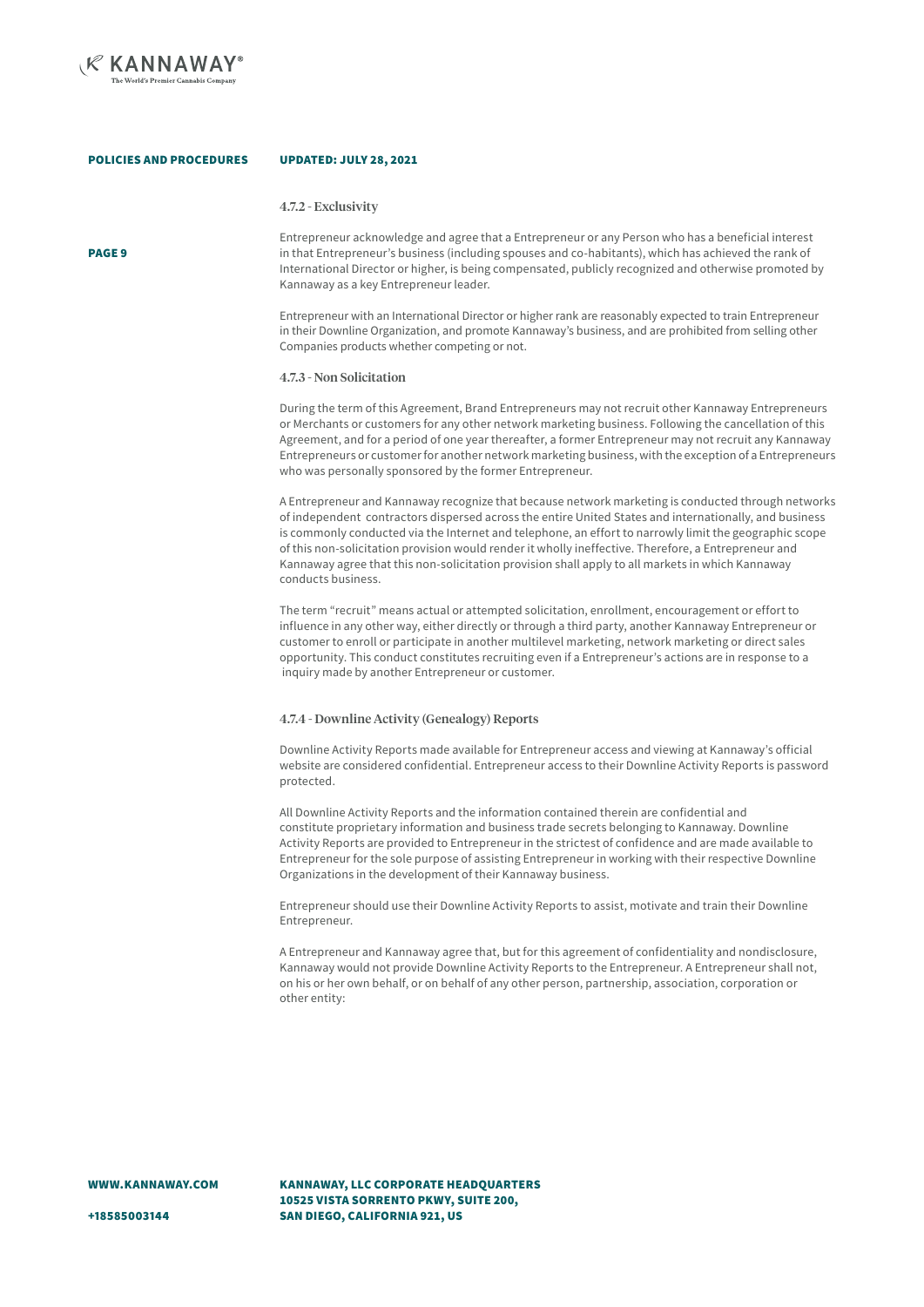#### 4.7.2 - Exclusivity

Entrepreneur acknowledge and agree that a Entrepreneur or any Person who has a beneficial interest in that Entrepreneur's business (including spouses and co-habitants), which has achieved the rank of International Director or higher, is being compensated, publicly recognized and otherwise promoted by Kannaway as a key Entrepreneur leader.

Entrepreneur with an International Director or higher rank are reasonably expected to train Entrepreneur in their Downline Organization, and promote Kannaway's business, and are prohibited from selling other Companies products whether competing or not.

#### 4.7.3 - Non Solicitation

During the term of this Agreement, Brand Entrepreneurs may not recruit other Kannaway Entrepreneurs or Merchants or customers for any other network marketing business. Following the cancellation of this Agreement, and for a period of one year thereafter, a former Entrepreneur may not recruit any Kannaway Entrepreneurs or customer for another network marketing business, with the exception of a Entrepreneurs who was personally sponsored by the former Entrepreneur.

A Entrepreneur and Kannaway recognize that because network marketing is conducted through networks of independent contractors dispersed across the entire United States and internationally, and business is commonly conducted via the Internet and telephone, an effort to narrowly limit the geographic scope of this non-solicitation provision would render it wholly ineffective. Therefore, a Entrepreneur and Kannaway agree that this non-solicitation provision shall apply to all markets in which Kannaway conducts business.

The term "recruit" means actual or attempted solicitation, enrollment, encouragement or effort to influence in any other way, either directly or through a third party, another Kannaway Entrepreneur or customer to enroll or participate in another multilevel marketing, network marketing or direct sales opportunity. This conduct constitutes recruiting even if a Entrepreneur's actions are in response to a inquiry made by another Entrepreneur or customer.

#### 4.7.4 - Downline Activity (Genealogy) Reports

Downline Activity Reports made available for Entrepreneur access and viewing at Kannaway's official website are considered confidential. Entrepreneur access to their Downline Activity Reports is password protected.

All Downline Activity Reports and the information contained therein are confidential and constitute proprietary information and business trade secrets belonging to Kannaway. Downline Activity Reports are provided to Entrepreneur in the strictest of confidence and are made available to Entrepreneur for the sole purpose of assisting Entrepreneur in working with their respective Downline Organizations in the development of their Kannaway business.

Entrepreneur should use their Downline Activity Reports to assist, motivate and train their Downline Entrepreneur.

A Entrepreneur and Kannaway agree that, but for this agreement of confidentiality and nondisclosure, Kannaway would not provide Downline Activity Reports to the Entrepreneur. A Entrepreneur shall not, on his or her own behalf, or on behalf of any other person, partnership, association, corporation or other entity: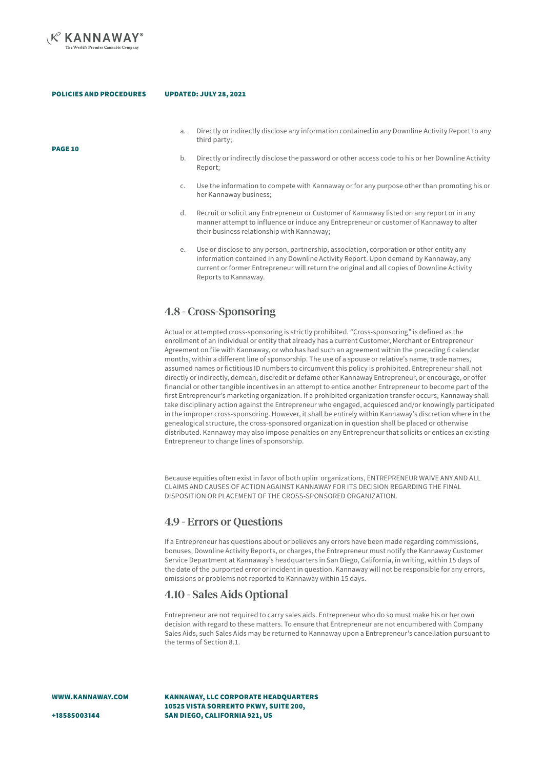a. Directly or indirectly disclose any information contained in any Downline Activity Report to any third party;

b. Directly or indirectly disclose the password or other access code to his or her Downline Activity Report;

c. Use the information to compete with Kannaway or for any purpose other than promoting his or her Kannaway business;

d. Recruit or solicit any Entrepreneur or Customer of Kannaway listed on any report or in any manner attempt to influence or induce any Entrepreneur or customer of Kannaway to alter their business relationship with Kannaway;

e. Use or disclose to any person, partnership, association, corporation or other entity any information contained in any Downline Activity Report. Upon demand by Kannaway, any current or former Entrepreneur will return the original and all copies of Downline Activity Reports to Kannaway.

## 4.8 - Cross-Sponsoring

Actual or attempted cross-sponsoring is strictly prohibited. "Cross-sponsoring" is defined as the enrollment of an individual or entity that already has a current Customer, Merchant or Entrepreneur Agreement on file with Kannaway, or who has had such an agreement within the preceding 6 calendar months, within a different line of sponsorship. The use of a spouse or relative's name, trade names, assumed names or fictitious ID numbers to circumvent this policy is prohibited. Entrepreneur shall not directly or indirectly, demean, discredit or defame other Kannaway Entrepreneur, or encourage, or offer financial or other tangible incentives in an attempt to entice another Entrepreneur to become part of the first Entrepreneur's marketing organization. If a prohibited organization transfer occurs, Kannaway shall take disciplinary action against the Entrepreneur who engaged, acquiesced and/or knowingly participated in the improper cross-sponsoring. However, it shall be entirely within Kannaway's discretion where in the genealogical structure, the cross-sponsored organization in question shall be placed or otherwise distributed. Kannaway may also impose penalties on any Entrepreneur that solicits or entices an existing Entrepreneur to change lines of sponsorship.

Because equities often exist in favor of both uplin organizations, ENTREPRENEUR WAIVE ANY AND ALL CLAIMS AND CAUSES OF ACTION AGAINST KANNAWAY FOR ITS DECISION REGARDING THE FINAL DISPOSITION OR PLACEMENT OF THE CROSS-SPONSORED ORGANIZATION.

## 4.9 - Errors or Questions

If a Entrepreneur has questions about or believes any errors have been made regarding commissions, bonuses, Downline Activity Reports, or charges, the Entrepreneur must notify the Kannaway Customer Service Department at Kannaway's headquarters in San Diego, California, in writing, within 15 days of the date of the purported error or incident in question. Kannaway will not be responsible for any errors, omissions or problems not reported to Kannaway within 15 days.

## 4.10 - Sales Aids Optional

Entrepreneur are not required to carry sales aids. Entrepreneur who do so must make his or her own decision with regard to these matters. To ensure that Entrepreneur are not encumbered with Company Sales Aids, such Sales Aids may be returned to Kannaway upon a Entrepreneur's cancellation pursuant to the terms of Section 8.1.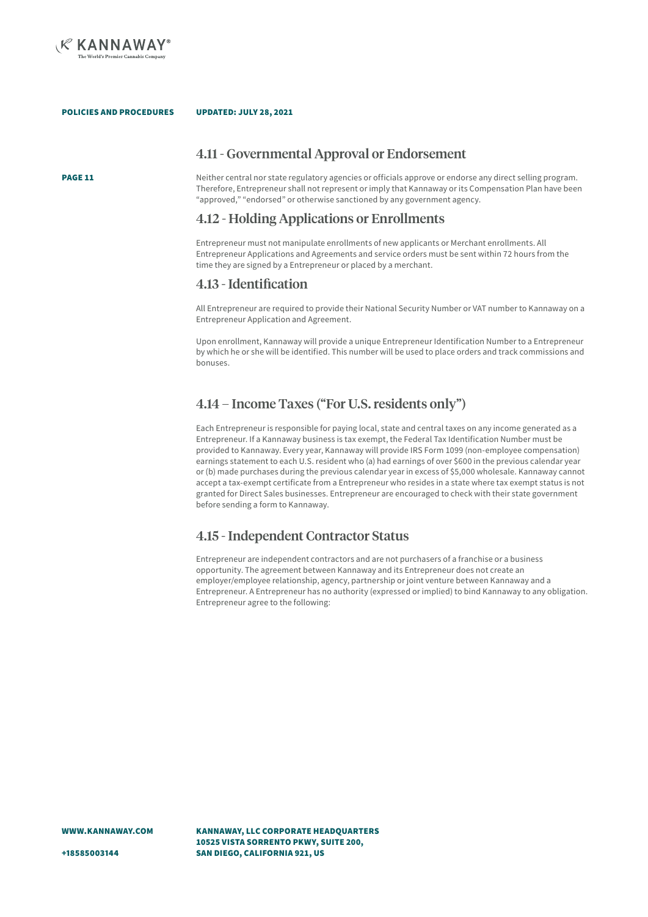## 4.11 - Governmental Approval or Endorsement

Neither central nor state regulatory agencies or officials approve or endorse any direct selling program. Therefore, Entrepreneur shall not represent or imply that Kannaway or its Compensation Plan have been "approved," "endorsed" or otherwise sanctioned by any government agency.

## 4.12 - Holding Applications or Enrollments

Entrepreneur must not manipulate enrollments of new applicants or Merchant enrollments. All Entrepreneur Applications and Agreements and service orders must be sent within 72 hours from the time they are signed by a Entrepreneur or placed by a merchant.

## 4.13 - Identification

All Entrepreneur are required to provide their National Security Number or VAT number to Kannaway on a Entrepreneur Application and Agreement.

Upon enrollment, Kannaway will provide a unique Entrepreneur Identification Number to a Entrepreneur by which he or she will be identified. This number will be used to place orders and track commissions and bonuses.

## 4.14 – Income Taxes ("For U.S. residents only")

Each Entrepreneur is responsible for paying local, state and central taxes on any income generated as a Entrepreneur. If a Kannaway business is tax exempt, the Federal Tax Identification Number must be provided to Kannaway. Every year, Kannaway will provide IRS Form 1099 (non-employee compensation) earnings statement to each U.S. resident who (a) had earnings of over $600 in the previous calendar year or (b) made purchases during the previous calendar year in excess of $5,000 wholesale. Kannaway cannot accept a tax-exempt certificate from a Entrepreneur who resides in a state where tax exempt status is not granted for Direct Sales businesses. Entrepreneur are encouraged to check with their state government before sending a form to Kannaway.

## 4.15 - Independent Contractor Status

Entrepreneur are independent contractors and are not purchasers of a franchise or a business opportunity. The agreement between Kannaway and its Entrepreneur does not create an employer/employee relationship, agency, partnership or joint venture between Kannaway and a Entrepreneur. A Entrepreneur has no authority (expressed or implied) to bind Kannaway to any obligation. Entrepreneur agree to the following: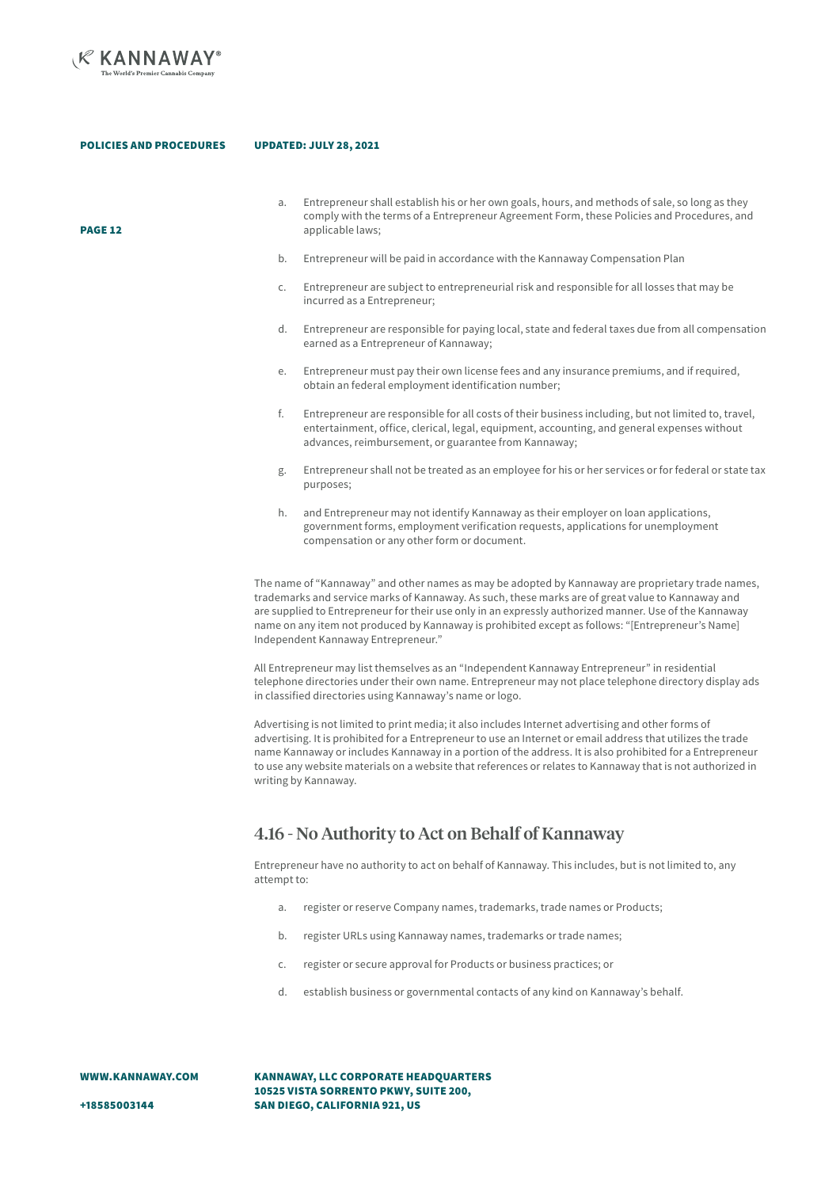a. Entrepreneur shall establish his or her own goals, hours, and methods of sale, so long as they comply with the terms of a Entrepreneur Agreement Form, these Policies and Procedures, and applicable laws;

b. Entrepreneur will be paid in accordance with the Kannaway Compensation Plan

c. Entrepreneur are subject to entrepreneurial risk and responsible for all losses that may be incurred as a Entrepreneur;

d. Entrepreneur are responsible for paying local, state and federal taxes due from all compensation earned as a Entrepreneur of Kannaway;

e. Entrepreneur must pay their own license fees and any insurance premiums, and if required, obtain an federal employment identification number;

f. Entrepreneur are responsible for all costs of their business including, but not limited to, travel, entertainment, office, clerical, legal, equipment, accounting, and general expenses without advances, reimbursement, or guarantee from Kannaway;

g. Entrepreneur shall not be treated as an employee for his or her services or for federal or state tax purposes;

h. and Entrepreneur may not identify Kannaway as their employer on loan applications, government forms, employment verification requests, applications for unemployment compensation or any other form or document.

The name of "Kannaway" and other names as may be adopted by Kannaway are proprietary trade names, trademarks and service marks of Kannaway. As such, these marks are of great value to Kannaway and are supplied to Entrepreneur for their use only in an expressly authorized manner. Use of the Kannaway name on any item not produced by Kannaway is prohibited except as follows: "[Entrepreneur's Name] Independent Kannaway Entrepreneur."

All Entrepreneur may list themselves as an "Independent Kannaway Entrepreneur" in residential telephone directories under their own name. Entrepreneur may not place telephone directory display ads in classified directories using Kannaway's name or logo.

Advertising is not limited to print media; it also includes Internet advertising and other forms of advertising. It is prohibited for a Entrepreneur to use an Internet or email address that utilizes the trade name Kannaway or includes Kannaway in a portion of the address. It is also prohibited for a Entrepreneur to use any website materials on a website that references or relates to Kannaway that is not authorized in writing by Kannaway.

## 4.16 - No Authority to Act on Behalf of Kannaway

Entrepreneur have no authority to act on behalf of Kannaway. This includes, but is not limited to, any attempt to:

a. register or reserve Company names, trademarks, trade names or Products;

b. register URLs using Kannaway names, trademarks or trade names;

c. register or secure approval for Products or business practices; or

d. establish business or governmental contacts of any kind on Kannaway's behalf.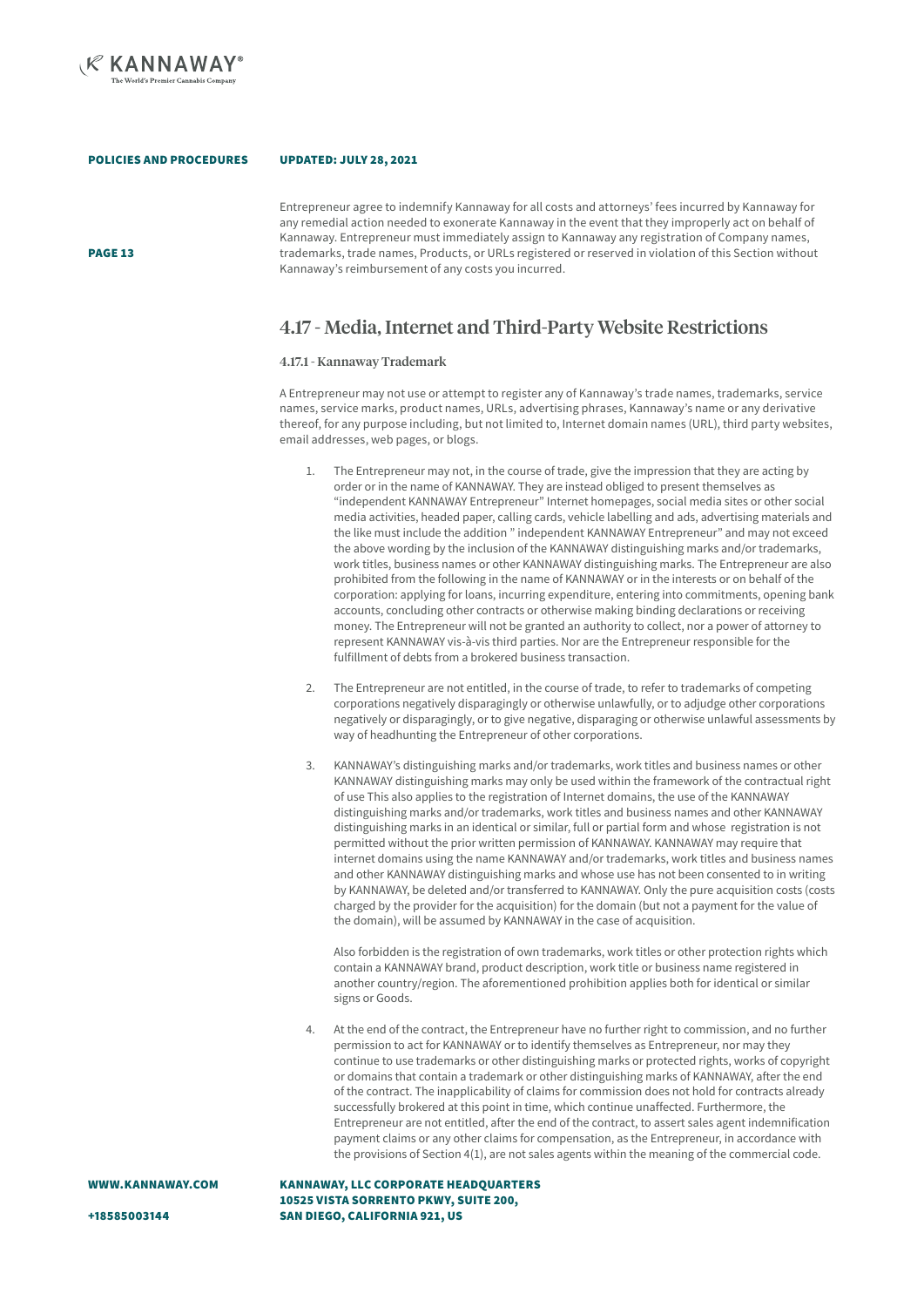Entrepreneur agree to indemnify Kannaway for all costs and attorneys' fees incurred by Kannaway for any remedial action needed to exonerate Kannaway in the event that they improperly act on behalf of Kannaway. Entrepreneur must immediately assign to Kannaway any registration of Company names, trademarks, trade names, Products, or URLs registered or reserved in violation of this Section without Kannaway's reimbursement of any costs you incurred.

## 4.17 - Media, Internet and Third-Party Website Restrictions

### 4.17.1 - Kannaway Trademark

A Entrepreneur may not use or attempt to register any of Kannaway's trade names, trademarks, service names, service marks, product names, URLs, advertising phrases, Kannaway's name or any derivative thereof, for any purpose including, but not limited to, Internet domain names (URL), third party websites, email addresses, web pages, or blogs.

1. The Entrepreneur may not, in the course of trade, give the impression that they are acting by order or in the name of KANNAWAY. They are instead obliged to present themselves as "independent KANNAWAY Entrepreneur" Internet homepages, social media sites or other social media activities, headed paper, calling cards, vehicle labelling and ads, advertising materials and the like must include the addition " independent KANNAWAY Entrepreneur" and may not exceed the above wording by the inclusion of the KANNAWAY distinguishing marks and/or trademarks, work titles, business names or other KANNAWAY distinguishing marks. The Entrepreneur are also prohibited from the following in the name of KANNAWAY or in the interests or on behalf of the corporation: applying for loans, incurring expenditure, entering into commitments, opening bank accounts, concluding other contracts or otherwise making binding declarations or receiving money. The Entrepreneur will not be granted an authority to collect, nor a power of attorney to represent KANNAWAY vis-à-vis third parties. Nor are the Entrepreneur responsible for the fulfillment of debts from a brokered business transaction.

2. The Entrepreneur are not entitled, in the course of trade, to refer to trademarks of competing corporations negatively disparagingly or otherwise unlawfully, or to adjudge other corporations negatively or disparagingly, or to give negative, disparaging or otherwise unlawful assessments by way of headhunting the Entrepreneur of other corporations.

3. KANNAWAY's distinguishing marks and/or trademarks, work titles and business names or other KANNAWAY distinguishing marks may only be used within the framework of the contractual right of use This also applies to the registration of Internet domains, the use of the KANNAWAY distinguishing marks and/or trademarks, work titles and business names and other KANNAWAY distinguishing marks in an identical or similar, full or partial form and whose registration is not permitted without the prior written permission of KANNAWAY. KANNAWAY may require that internet domains using the name KANNAWAY and/or trademarks, work titles and business names and other KANNAWAY distinguishing marks and whose use has not been consented to in writing by KANNAWAY, be deleted and/or transferred to KANNAWAY. Only the pure acquisition costs (costs charged by the provider for the acquisition) for the domain (but not a payment for the value of the domain), will be assumed by KANNAWAY in the case of acquisition.

   Also forbidden is the registration of own trademarks, work titles or other protection rights which contain a KANNAWAY brand, product description, work title or business name registered in another country/region. The aforementioned prohibition applies both for identical or similar signs or Goods.

4. At the end of the contract, the Entrepreneur have no further right to commission, and no further permission to act for KANNAWAY or to identify themselves as Entrepreneur, nor may they continue to use trademarks or other distinguishing marks or protected rights, works of copyright or domains that contain a trademark or other distinguishing marks of KANNAWAY, after the end of the contract. The inapplicability of claims for commission does not hold for contracts already successfully brokered at this point in time, which continue unaffected. Furthermore, the Entrepreneur are not entitled, after the end of the contract, to assert sales agent indemnification payment claims or any other claims for compensation, as the Entrepreneur, in accordance with the provisions of Section 4(1), are not sales agents within the meaning of the commercial code.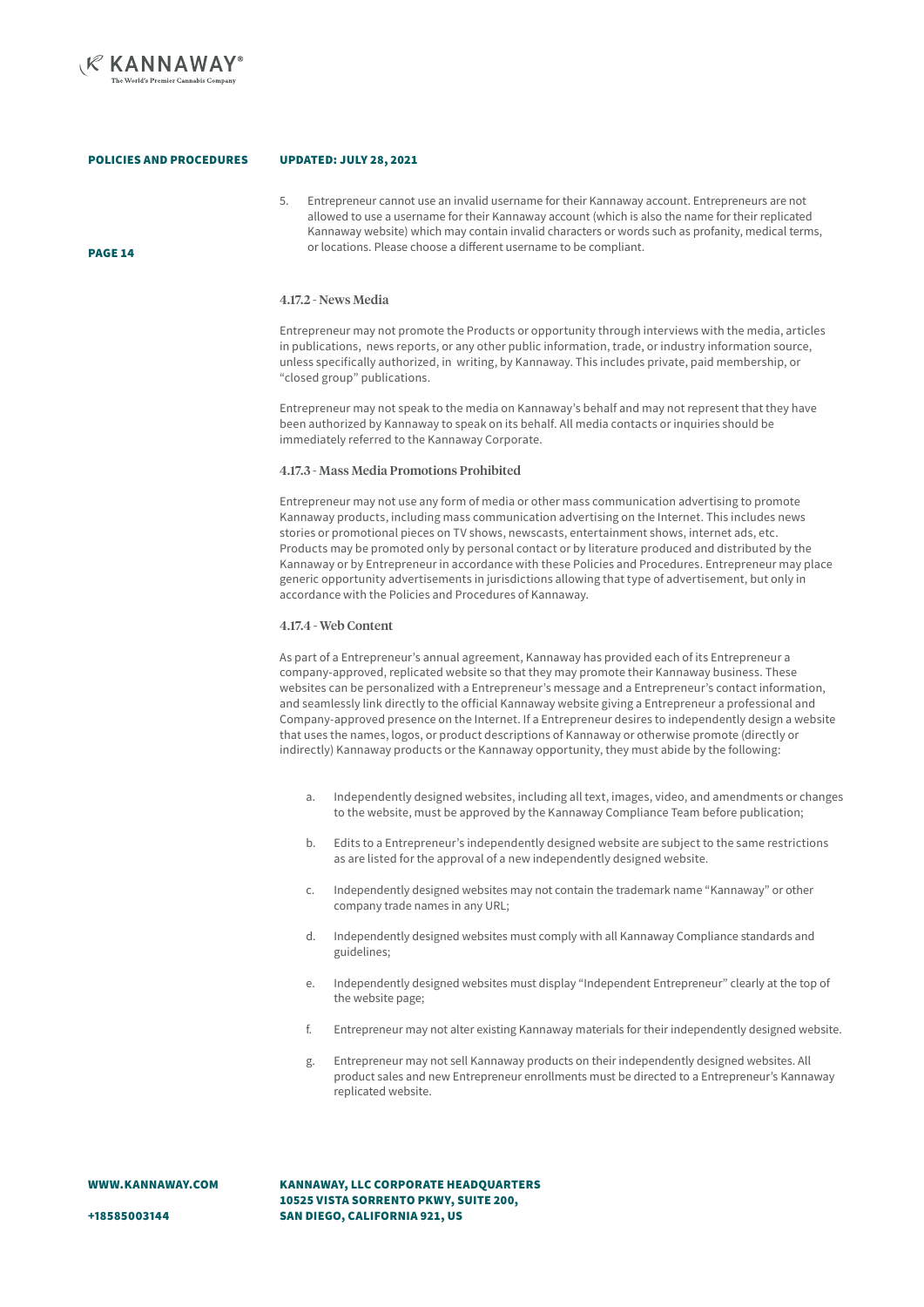5. Entrepreneur cannot use an invalid username for their Kannaway account. Entrepreneurs are not allowed to use a username for their Kannaway account (which is also the name for their replicated Kannaway website) which may contain invalid characters or words such as profanity, medical terms, or locations. Please choose a different username to be compliant.

### 4.17.2 - News Media

Entrepreneur may not promote the Products or opportunity through interviews with the media, articles in publications, news reports, or any other public information, trade, or industry information source, unless specifically authorized, in writing, by Kannaway. This includes private, paid membership, or "closed group" publications.

Entrepreneur may not speak to the media on Kannaway's behalf and may not represent that they have been authorized by Kannaway to speak on its behalf. All media contacts or inquiries should be immediately referred to the Kannaway Corporate.

### 4.17.3 - Mass Media Promotions Prohibited

Entrepreneur may not use any form of media or other mass communication advertising to promote Kannaway products, including mass communication advertising on the Internet. This includes news stories or promotional pieces on TV shows, newscasts, entertainment shows, internet ads, etc. Products may be promoted only by personal contact or by literature produced and distributed by the Kannaway or by Entrepreneur in accordance with these Policies and Procedures. Entrepreneur may place generic opportunity advertisements in jurisdictions allowing that type of advertisement, but only in accordance with the Policies and Procedures of Kannaway.

### 4.17.4 - Web Content

As part of a Entrepreneur's annual agreement, Kannaway has provided each of its Entrepreneur a company-approved, replicated website so that they may promote their Kannaway business. These websites can be personalized with a Entrepreneur's message and a Entrepreneur's contact information, and seamlessly link directly to the official Kannaway website giving a Entrepreneur a professional and Company-approved presence on the Internet. If a Entrepreneur desires to independently design a website that uses the names, logos, or product descriptions of Kannaway or otherwise promote (directly or indirectly) Kannaway products or the Kannaway opportunity, they must abide by the following:

a. Independently designed websites, including all text, images, video, and amendments or changes to the website, must be approved by the Kannaway Compliance Team before publication;

b. Edits to a Entrepreneur's independently designed website are subject to the same restrictions as are listed for the approval of a new independently designed website.

c. Independently designed websites may not contain the trademark name "Kannaway" or other company trade names in any URL;

d. Independently designed websites must comply with all Kannaway Compliance standards and guidelines;

e. Independently designed websites must display "Independent Entrepreneur" clearly at the top of the website page;

f. Entrepreneur may not alter existing Kannaway materials for their independently designed website.

g. Entrepreneur may not sell Kannaway products on their independently designed websites. All product sales and new Entrepreneur enrollments must be directed to a Entrepreneur's Kannaway replicated website.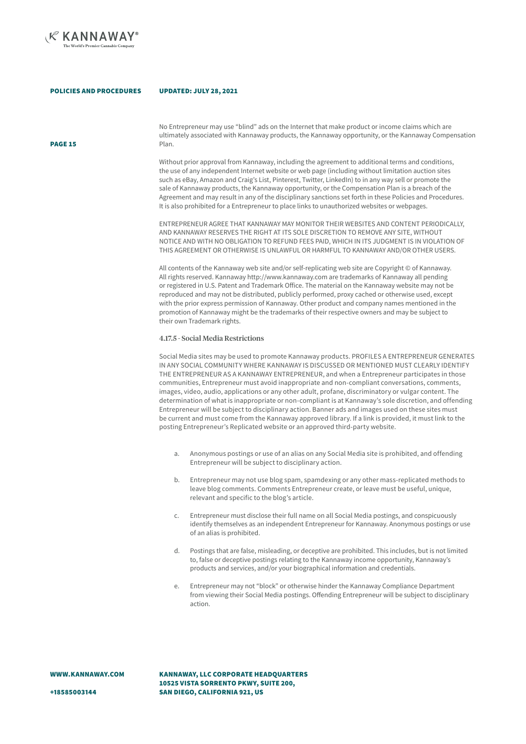No Entrepreneur may use "blind" ads on the Internet that make product or income claims which are ultimately associated with Kannaway products, the Kannaway opportunity, or the Kannaway Compensation Plan.

Without prior approval from Kannaway, including the agreement to additional terms and conditions, the use of any independent Internet website or web page (including without limitation auction sites such as eBay, Amazon and Craig's List, Pinterest, Twitter, LinkedIn) to in any way sell or promote the sale of Kannaway products, the Kannaway opportunity, or the Compensation Plan is a breach of the Agreement and may result in any of the disciplinary sanctions set forth in these Policies and Procedures. It is also prohibited for a Entrepreneur to place links to unauthorized websites or webpages.

ENTREPRENEUR AGREE THAT KANNAWAY MAY MONITOR THEIR WEBSITES AND CONTENT PERIODICALLY, AND KANNAWAY RESERVES THE RIGHT AT ITS SOLE DISCRETION TO REMOVE ANY SITE, WITHOUT NOTICE AND WITH NO OBLIGATION TO REFUND FEES PAID, WHICH IN ITS JUDGMENT IS IN VIOLATION OF THIS AGREEMENT OR OTHERWISE IS UNLAWFUL OR HARMFUL TO KANNAWAY AND/OR OTHER USERS.

All contents of the Kannaway web site and/or self-replicating web site are Copyright © of Kannaway. All rights reserved. Kannaway http://www.kannaway.com are trademarks of Kannaway all pending or registered in U.S. Patent and Trademark Office. The material on the Kannaway website may not be reproduced and may not be distributed, publicly performed, proxy cached or otherwise used, except with the prior express permission of Kannaway. Other product and company names mentioned in the promotion of Kannaway might be the trademarks of their respective owners and may be subject to their own Trademark rights.

### 4.17.5 - Social Media Restrictions

Social Media sites may be used to promote Kannaway products. PROFILES A ENTREPRENEUR GENERATES IN ANY SOCIAL COMMUNITY WHERE KANNAWAY IS DISCUSSED OR MENTIONED MUST CLEARLY IDENTIFY THE ENTREPRENEUR AS A KANNAWAY ENTREPRENEUR, and when a Entrepreneur participates in those communities, Entrepreneur must avoid inappropriate and non-compliant conversations, comments, images, video, audio, applications or any other adult, profane, discriminatory or vulgar content. The determination of what is inappropriate or non-compliant is at Kannaway's sole discretion, and offending Entrepreneur will be subject to disciplinary action. Banner ads and images used on these sites must be current and must come from the Kannaway approved library. If a link is provided, it must link to the posting Entrepreneur's Replicated website or an approved third-party website.

a. Anonymous postings or use of an alias on any Social Media site is prohibited, and offending Entrepreneur will be subject to disciplinary action.

b. Entrepreneur may not use blog spam, spamdexing or any other mass-replicated methods to leave blog comments. Comments Entrepreneur create, or leave must be useful, unique, relevant and specific to the blog's article.

c. Entrepreneur must disclose their full name on all Social Media postings, and conspicuously identify themselves as an independent Entrepreneur for Kannaway. Anonymous postings or use of an alias is prohibited.

d. Postings that are false, misleading, or deceptive are prohibited. This includes, but is not limited to, false or deceptive postings relating to the Kannaway income opportunity, Kannaway's products and services, and/or your biographical information and credentials.

e. Entrepreneur may not "block" or otherwise hinder the Kannaway Compliance Department from viewing their Social Media postings. Offending Entrepreneur will be subject to disciplinary action.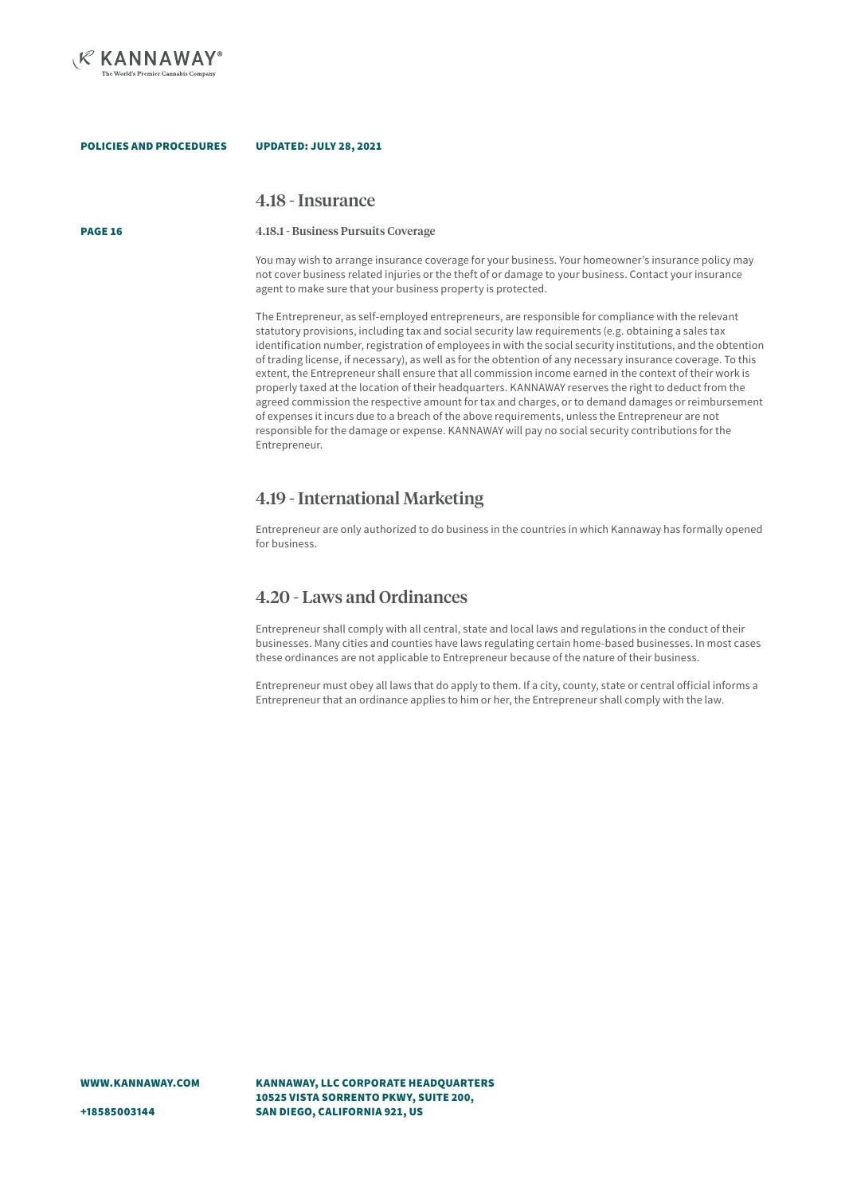## 4.18 - Insurance

### 4.18.1 - Business Pursuits Coverage

You may wish to arrange insurance coverage for your business. Your homeowner's insurance policy may not cover business related injuries or the theft of or damage to your business. Contact your insurance agent to make sure that your business property is protected.

The Entrepreneur, as self-employed entrepreneurs, are responsible for compliance with the relevant statutory provisions, including tax and social security law requirements (e.g. obtaining a sales tax identification number, registration of employees in with the social security institutions, and the obtention of trading license, if necessary), as well as for the obtention of any necessary insurance coverage. To this extent, the Entrepreneur shall ensure that all commission income earned in the context of their work is properly taxed at the location of their headquarters. KANNAWAY reserves the right to deduct from the agreed commission the respective amount for tax and charges, or to demand damages or reimbursement of expenses it incurs due to a breach of the above requirements, unless the Entrepreneur are not responsible for the damage or expense. KANNAWAY will pay no social security contributions for the Entrepreneur.

## 4.19 - International Marketing

Entrepreneur are only authorized to do business in the countries in which Kannaway has formally opened for business.

## 4.20 - Laws and Ordinances

Entrepreneur shall comply with all central, state and local laws and regulations in the conduct of their businesses. Many cities and counties have laws regulating certain home-based businesses. In most cases these ordinances are not applicable to Entrepreneur because of the nature of their business.

Entrepreneur must obey all laws that do apply to them. If a city, county, state or central official informs a Entrepreneur that an ordinance applies to him or her, the Entrepreneur shall comply with the law.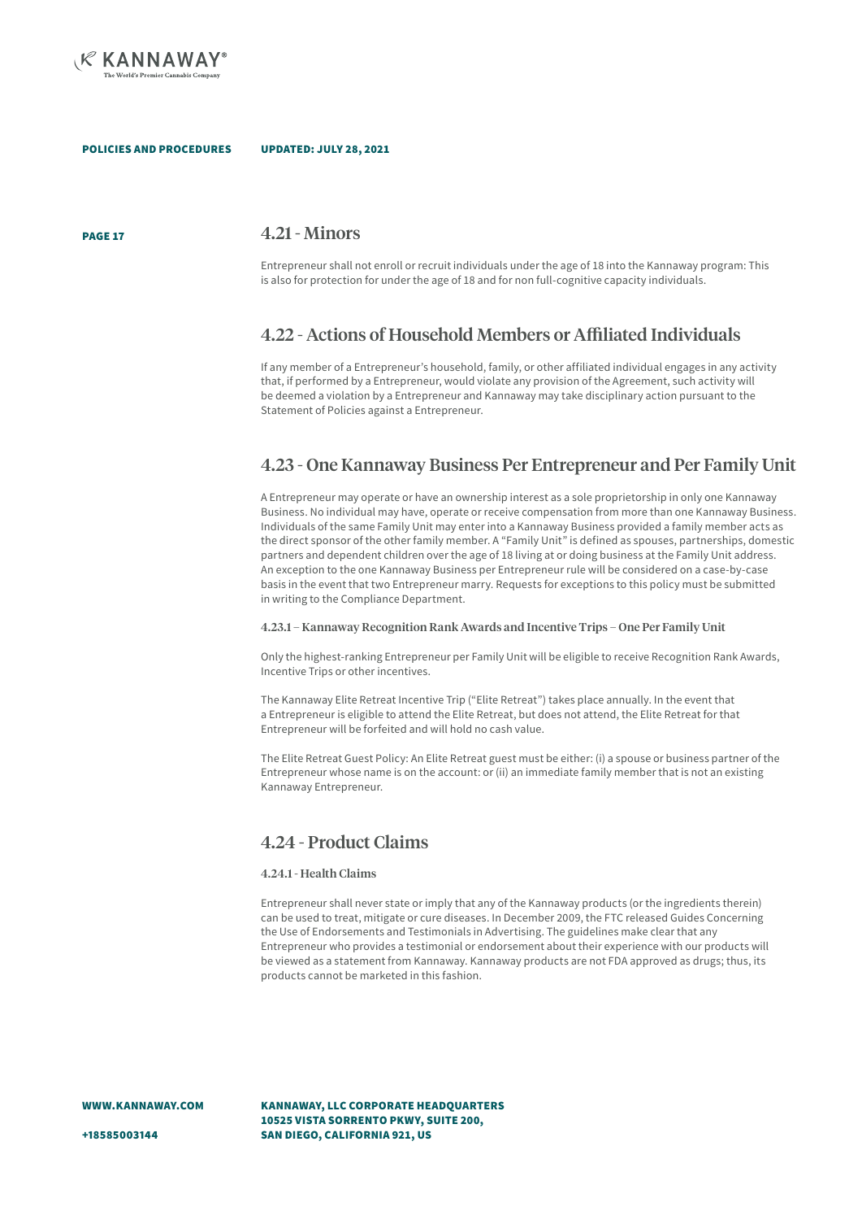## 4.21 - Minors

Entrepreneur shall not enroll or recruit individuals under the age of 18 into the Kannaway program: This is also for protection for under the age of 18 and for non full-cognitive capacity individuals.

## 4.22 - Actions of Household Members or Affiliated Individuals

If any member of a Entrepreneur's household, family, or other affiliated individual engages in any activity that, if performed by a Entrepreneur, would violate any provision of the Agreement, such activity will be deemed a violation by a Entrepreneur and Kannaway may take disciplinary action pursuant to the Statement of Policies against a Entrepreneur.

## 4.23 - One Kannaway Business Per Entrepreneur and Per Family Unit

A Entrepreneur may operate or have an ownership interest as a sole proprietorship in only one Kannaway Business. No individual may have, operate or receive compensation from more than one Kannaway Business. Individuals of the same Family Unit may enter into a Kannaway Business provided a family member acts as the direct sponsor of the other family member. A "Family Unit" is defined as spouses, partnerships, domestic partners and dependent children over the age of 18 living at or doing business at the Family Unit address. An exception to the one Kannaway Business per Entrepreneur rule will be considered on a case-by-case basis in the event that two Entrepreneur marry. Requests for exceptions to this policy must be submitted in writing to the Compliance Department.

### 4.23.1 – Kannaway Recognition Rank Awards and Incentive Trips – One Per Family Unit

Only the highest-ranking Entrepreneur per Family Unit will be eligible to receive Recognition Rank Awards, Incentive Trips or other incentives.

The Kannaway Elite Retreat Incentive Trip ("Elite Retreat") takes place annually. In the event that a Entrepreneur is eligible to attend the Elite Retreat, but does not attend, the Elite Retreat for that Entrepreneur will be forfeited and will hold no cash value.

The Elite Retreat Guest Policy: An Elite Retreat guest must be either: (i) a spouse or business partner of the Entrepreneur whose name is on the account: or (ii) an immediate family member that is not an existing Kannaway Entrepreneur.

## 4.24 - Product Claims

### 4.24.1 - Health Claims

Entrepreneur shall never state or imply that any of the Kannaway products (or the ingredients therein) can be used to treat, mitigate or cure diseases. In December 2009, the FTC released Guides Concerning the Use of Endorsements and Testimonials in Advertising. The guidelines make clear that any Entrepreneur who provides a testimonial or endorsement about their experience with our products will be viewed as a statement from Kannaway. Kannaway products are not FDA approved as drugs; thus, its products cannot be marketed in this fashion.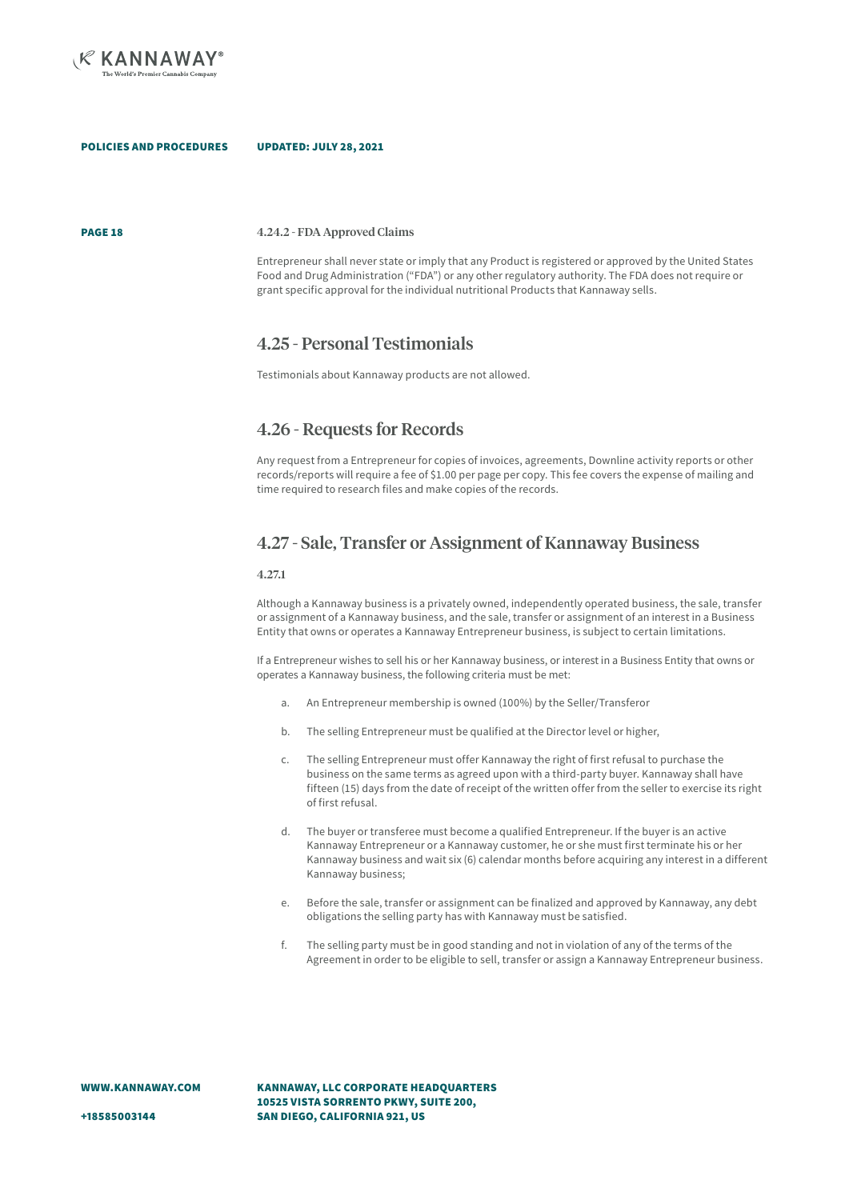#### 4.24.2 - FDA Approved Claims

Entrepreneur shall never state or imply that any Product is registered or approved by the United States Food and Drug Administration ("FDA") or any other regulatory authority. The FDA does not require or grant specific approval for the individual nutritional Products that Kannaway sells.

## 4.25 - Personal Testimonials

Testimonials about Kannaway products are not allowed.

## 4.26 - Requests for Records

Any request from a Entrepreneur for copies of invoices, agreements, Downline activity reports or other records/reports will require a fee of $1.00 per page per copy. This fee covers the expense of mailing and time required to research files and make copies of the records.

## 4.27 - Sale, Transfer or Assignment of Kannaway Business

#### 4.27.1

Although a Kannaway business is a privately owned, independently operated business, the sale, transfer or assignment of a Kannaway business, and the sale, transfer or assignment of an interest in a Business Entity that owns or operates a Kannaway Entrepreneur business, is subject to certain limitations.

If a Entrepreneur wishes to sell his or her Kannaway business, or interest in a Business Entity that owns or operates a Kannaway business, the following criteria must be met:

a. An Entrepreneur membership is owned (100%) by the Seller/Transferor

b. The selling Entrepreneur must be qualified at the Director level or higher,

c. The selling Entrepreneur must offer Kannaway the right of first refusal to purchase the business on the same terms as agreed upon with a third-party buyer. Kannaway shall have fifteen (15) days from the date of receipt of the written offer from the seller to exercise its right of first refusal.

d. The buyer or transferee must become a qualified Entrepreneur. If the buyer is an active Kannaway Entrepreneur or a Kannaway customer, he or she must first terminate his or her Kannaway business and wait six (6) calendar months before acquiring any interest in a different Kannaway business;

e. Before the sale, transfer or assignment can be finalized and approved by Kannaway, any debt obligations the selling party has with Kannaway must be satisfied.

f. The selling party must be in good standing and not in violation of any of the terms of the Agreement in order to be eligible to sell, transfer or assign a Kannaway Entrepreneur business.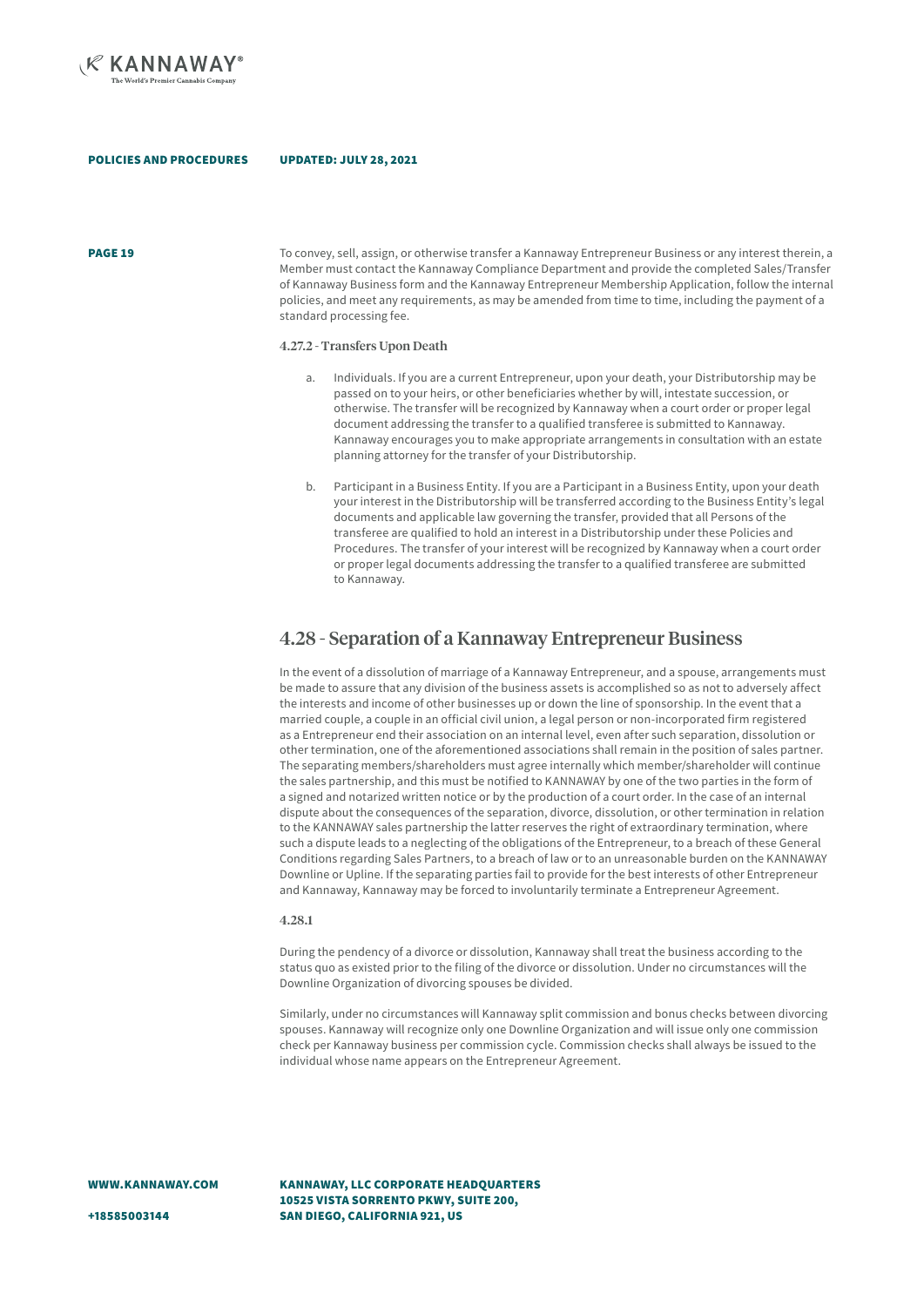To convey, sell, assign, or otherwise transfer a Kannaway Entrepreneur Business or any interest therein, a Member must contact the Kannaway Compliance Department and provide the completed Sales/Transfer of Kannaway Business form and the Kannaway Entrepreneur Membership Application, follow the internal policies, and meet any requirements, as may be amended from time to time, including the payment of a standard processing fee.

### 4.27.2 - Transfers Upon Death

a. Individuals. If you are a current Entrepreneur, upon your death, your Distributorship may be passed on to your heirs, or other beneficiaries whether by will, intestate succession, or otherwise. The transfer will be recognized by Kannaway when a court order or proper legal document addressing the transfer to a qualified transferee is submitted to Kannaway. Kannaway encourages you to make appropriate arrangements in consultation with an estate planning attorney for the transfer of your Distributorship.

b. Participant in a Business Entity. If you are a Participant in a Business Entity, upon your death your interest in the Distributorship will be transferred according to the Business Entity's legal documents and applicable law governing the transfer, provided that all Persons of the transferee are qualified to hold an interest in a Distributorship under these Policies and Procedures. The transfer of your interest will be recognized by Kannaway when a court order or proper legal documents addressing the transfer to a qualified transferee are submitted to Kannaway.

## 4.28 - Separation of a Kannaway Entrepreneur Business

In the event of a dissolution of marriage of a Kannaway Entrepreneur, and a spouse, arrangements must be made to assure that any division of the business assets is accomplished so as not to adversely affect the interests and income of other businesses up or down the line of sponsorship. In the event that a married couple, a couple in an official civil union, a legal person or non-incorporated firm registered as a Entrepreneur end their association on an internal level, even after such separation, dissolution or other termination, one of the aforementioned associations shall remain in the position of sales partner. The separating members/shareholders must agree internally which member/shareholder will continue the sales partnership, and this must be notified to KANNAWAY by one of the two parties in the form of a signed and notarized written notice or by the production of a court order. In the case of an internal dispute about the consequences of the separation, divorce, dissolution, or other termination in relation to the KANNAWAY sales partnership the latter reserves the right of extraordinary termination, where such a dispute leads to a neglecting of the obligations of the Entrepreneur, to a breach of these General Conditions regarding Sales Partners, to a breach of law or to an unreasonable burden on the KANNAWAY Downline or Upline. If the separating parties fail to provide for the best interests of other Entrepreneur and Kannaway, Kannaway may be forced to involuntarily terminate a Entrepreneur Agreement.

### 4.28.1

During the pendency of a divorce or dissolution, Kannaway shall treat the business according to the status quo as existed prior to the filing of the divorce or dissolution. Under no circumstances will the Downline Organization of divorcing spouses be divided.

Similarly, under no circumstances will Kannaway split commission and bonus checks between divorcing spouses. Kannaway will recognize only one Downline Organization and will issue only one commission check per Kannaway business per commission cycle. Commission checks shall always be issued to the individual whose name appears on the Entrepreneur Agreement.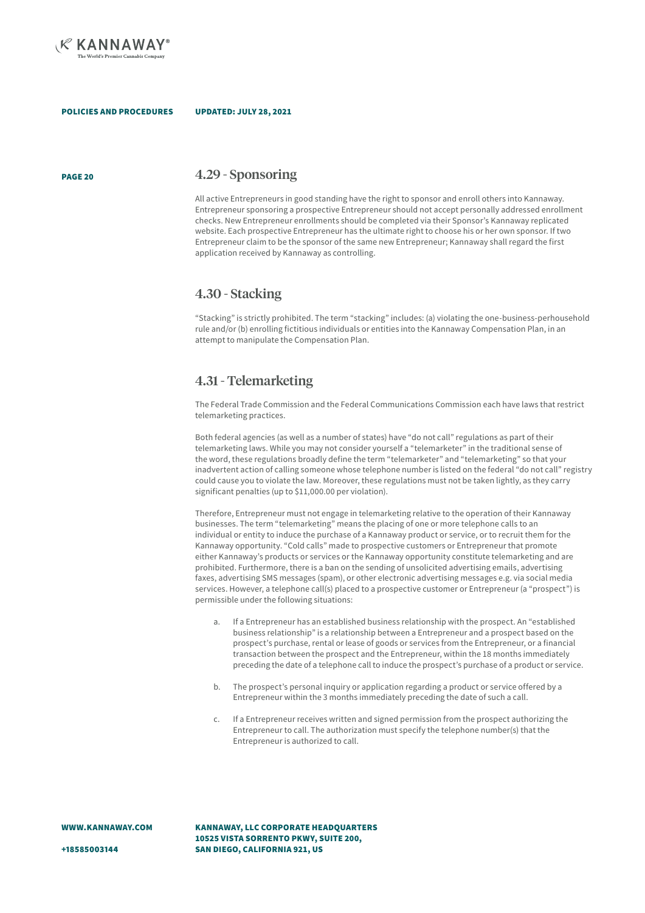## 4.29 - Sponsoring

All active Entrepreneurs in good standing have the right to sponsor and enroll others into Kannaway. Entrepreneur sponsoring a prospective Entrepreneur should not accept personally addressed enrollment checks. New Entrepreneur enrollments should be completed via their Sponsor's Kannaway replicated website. Each prospective Entrepreneur has the ultimate right to choose his or her own sponsor. If two Entrepreneur claim to be the sponsor of the same new Entrepreneur; Kannaway shall regard the first application received by Kannaway as controlling.

## 4.30 - Stacking

"Stacking" is strictly prohibited. The term "stacking" includes: (a) violating the one-business-perhousehold rule and/or (b) enrolling fictitious individuals or entities into the Kannaway Compensation Plan, in an attempt to manipulate the Compensation Plan.

## 4.31 - Telemarketing

The Federal Trade Commission and the Federal Communications Commission each have laws that restrict telemarketing practices.

Both federal agencies (as well as a number of states) have "do not call" regulations as part of their telemarketing laws. While you may not consider yourself a "telemarketer" in the traditional sense of the word, these regulations broadly define the term "telemarketer" and "telemarketing" so that your inadvertent action of calling someone whose telephone number is listed on the federal "do not call" registry could cause you to violate the law. Moreover, these regulations must not be taken lightly, as they carry significant penalties (up to $11,000.00 per violation).

Therefore, Entrepreneur must not engage in telemarketing relative to the operation of their Kannaway businesses. The term "telemarketing" means the placing of one or more telephone calls to an individual or entity to induce the purchase of a Kannaway product or service, or to recruit them for the Kannaway opportunity. "Cold calls" made to prospective customers or Entrepreneur that promote either Kannaway's products or services or the Kannaway opportunity constitute telemarketing and are prohibited. Furthermore, there is a ban on the sending of unsolicited advertising emails, advertising faxes, advertising SMS messages (spam), or other electronic advertising messages e.g. via social media services. However, a telephone call(s) placed to a prospective customer or Entrepreneur (a "prospect") is permissible under the following situations:

a. If a Entrepreneur has an established business relationship with the prospect. An "established business relationship" is a relationship between a Entrepreneur and a prospect based on the prospect's purchase, rental or lease of goods or services from the Entrepreneur, or a financial transaction between the prospect and the Entrepreneur, within the 18 months immediately preceding the date of a telephone call to induce the prospect's purchase of a product or service.

b. The prospect's personal inquiry or application regarding a product or service offered by a Entrepreneur within the 3 months immediately preceding the date of such a call.

c. If a Entrepreneur receives written and signed permission from the prospect authorizing the Entrepreneur to call. The authorization must specify the telephone number(s) that the Entrepreneur is authorized to call.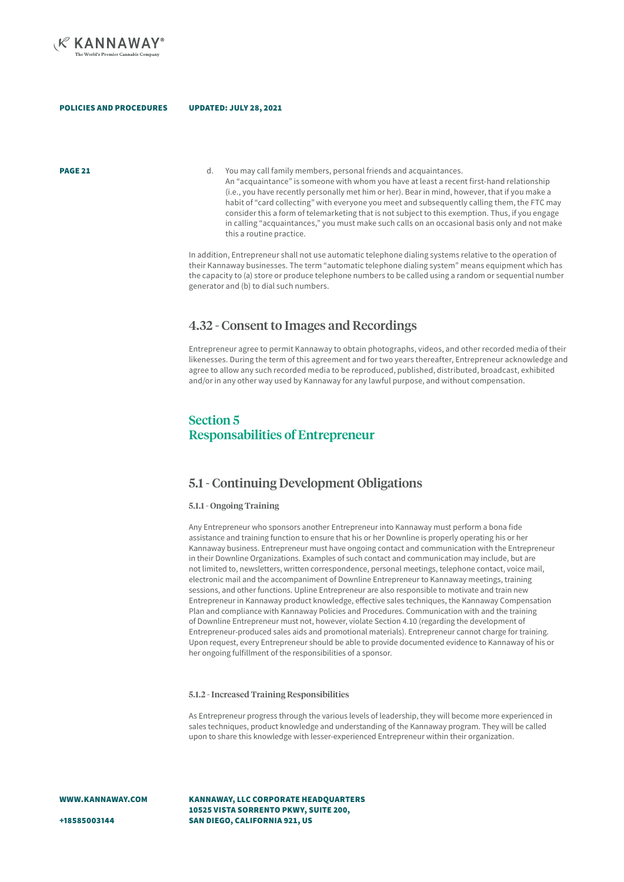d. You may call family members, personal friends and acquaintances. An "acquaintance" is someone with whom you have at least a recent first-hand relationship (i.e., you have recently personally met him or her). Bear in mind, however, that if you make a habit of "card collecting" with everyone you meet and subsequently calling them, the FTC may consider this a form of telemarketing that is not subject to this exemption. Thus, if you engage in calling "acquaintances," you must make such calls on an occasional basis only and not make this a routine practice.

In addition, Entrepreneur shall not use automatic telephone dialing systems relative to the operation of their Kannaway businesses. The term "automatic telephone dialing system" means equipment which has the capacity to (a) store or produce telephone numbers to be called using a random or sequential number generator and (b) to dial such numbers.

## 4.32 - Consent to Images and Recordings

Entrepreneur agree to permit Kannaway to obtain photographs, videos, and other recorded media of their likenesses. During the term of this agreement and for two years thereafter, Entrepreneur acknowledge and agree to allow any such recorded media to be reproduced, published, distributed, broadcast, exhibited and/or in any other way used by Kannaway for any lawful purpose, and without compensation.

# Section 5
# Responsabilities of Entrepreneur

## 5.1 - Continuing Development Obligations

### 5.1.1 - Ongoing Training

Any Entrepreneur who sponsors another Entrepreneur into Kannaway must perform a bona fide assistance and training function to ensure that his or her Downline is properly operating his or her Kannaway business. Entrepreneur must have ongoing contact and communication with the Entrepreneur in their Downline Organizations. Examples of such contact and communication may include, but are not limited to, newsletters, written correspondence, personal meetings, telephone contact, voice mail, electronic mail and the accompaniment of Downline Entrepreneur to Kannaway meetings, training sessions, and other functions. Upline Entrepreneur are also responsible to motivate and train new Entrepreneur in Kannaway product knowledge, effective sales techniques, the Kannaway Compensation Plan and compliance with Kannaway Policies and Procedures. Communication with and the training of Downline Entrepreneur must not, however, violate Section 4.10 (regarding the development of Entrepreneur-produced sales aids and promotional materials). Entrepreneur cannot charge for training. Upon request, every Entrepreneur should be able to provide documented evidence to Kannaway of his or her ongoing fulfillment of the responsibilities of a sponsor.

### 5.1.2 - Increased Training Responsibilities

As Entrepreneur progress through the various levels of leadership, they will become more experienced in sales techniques, product knowledge and understanding of the Kannaway program. They will be called upon to share this knowledge with lesser-experienced Entrepreneur within their organization.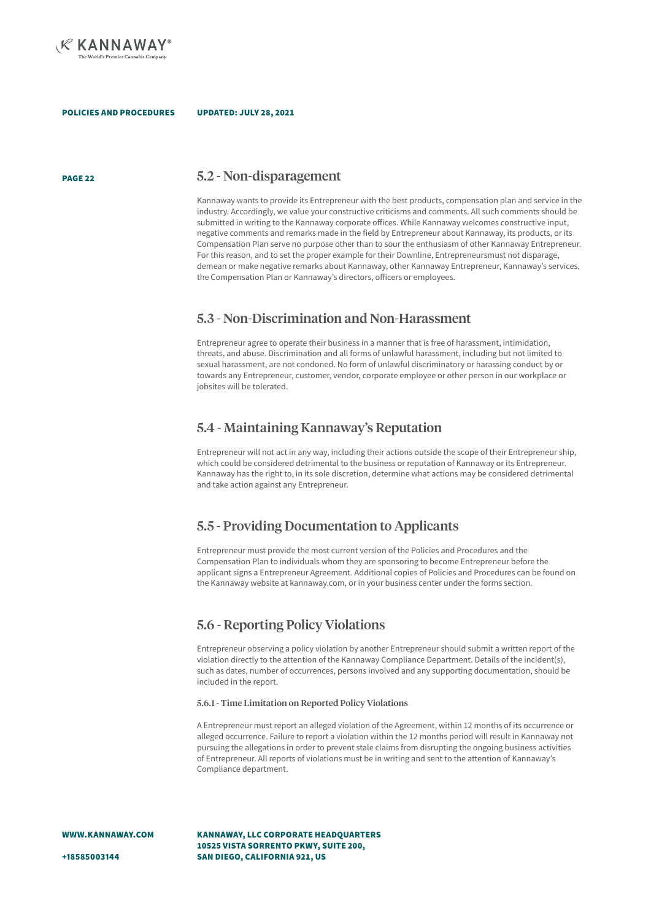## 5.2 - Non-disparagement

Kannaway wants to provide its Entrepreneur with the best products, compensation plan and service in the industry. Accordingly, we value your constructive criticisms and comments. All such comments should be submitted in writing to the Kannaway corporate offices. While Kannaway welcomes constructive input, negative comments and remarks made in the field by Entrepreneur about Kannaway, its products, or its Compensation Plan serve no purpose other than to sour the enthusiasm of other Kannaway Entrepreneur. For this reason, and to set the proper example for their Downline, Entrepreneursmust not disparage, demean or make negative remarks about Kannaway, other Kannaway Entrepreneur, Kannaway's services, the Compensation Plan or Kannaway's directors, officers or employees.

## 5.3 - Non-Discrimination and Non-Harassment

Entrepreneur agree to operate their business in a manner that is free of harassment, intimidation, threats, and abuse. Discrimination and all forms of unlawful harassment, including but not limited to sexual harassment, are not condoned. No form of unlawful discriminatory or harassing conduct by or towards any Entrepreneur, customer, vendor, corporate employee or other person in our workplace or jobsites will be tolerated.

## 5.4 - Maintaining Kannaway's Reputation

Entrepreneur will not act in any way, including their actions outside the scope of their Entrepreneur ship, which could be considered detrimental to the business or reputation of Kannaway or its Entrepreneur. Kannaway has the right to, in its sole discretion, determine what actions may be considered detrimental and take action against any Entrepreneur.

## 5.5 - Providing Documentation to Applicants

Entrepreneur must provide the most current version of the Policies and Procedures and the Compensation Plan to individuals whom they are sponsoring to become Entrepreneur before the applicant signs a Entrepreneur Agreement. Additional copies of Policies and Procedures can be found on the Kannaway website at kannaway.com, or in your business center under the forms section.

## 5.6 - Reporting Policy Violations

Entrepreneur observing a policy violation by another Entrepreneur should submit a written report of the violation directly to the attention of the Kannaway Compliance Department. Details of the incident(s), such as dates, number of occurrences, persons involved and any supporting documentation, should be included in the report.

### 5.6.1 - Time Limitation on Reported Policy Violations

A Entrepreneur must report an alleged violation of the Agreement, within 12 months of its occurrence or alleged occurrence. Failure to report a violation within the 12 months period will result in Kannaway not pursuing the allegations in order to prevent stale claims from disrupting the ongoing business activities of Entrepreneur. All reports of violations must be in writing and sent to the attention of Kannaway's Compliance department.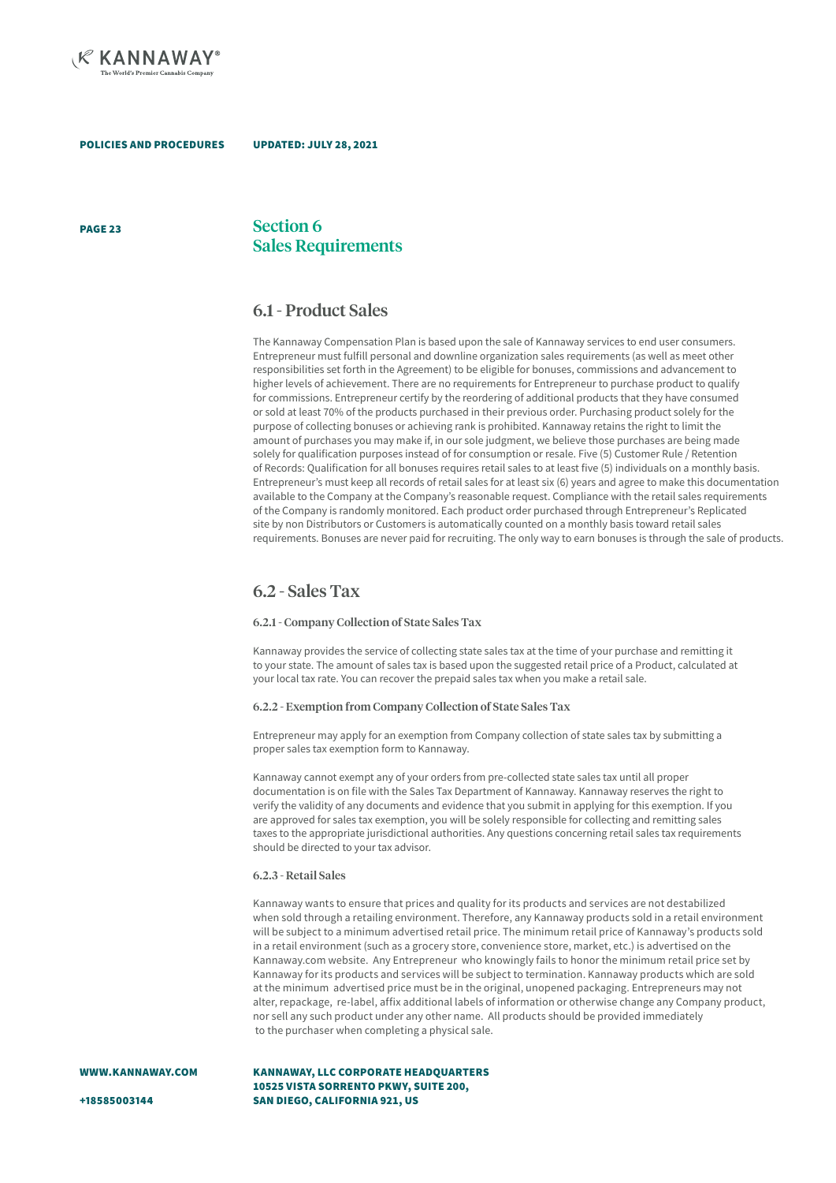# Section 6
# Sales Requirements

## 6.1 - Product Sales

The Kannaway Compensation Plan is based upon the sale of Kannaway services to end user consumers. Entrepreneur must fulfill personal and downline organization sales requirements (as well as meet other responsibilities set forth in the Agreement) to be eligible for bonuses, commissions and advancement to higher levels of achievement. There are no requirements for Entrepreneur to purchase product to qualify for commissions. Entrepreneur certify by the reordering of additional products that they have consumed or sold at least 70% of the products purchased in their previous order. Purchasing product solely for the purpose of collecting bonuses or achieving rank is prohibited. Kannaway retains the right to limit the amount of purchases you may make if, in our sole judgment, we believe those purchases are being made solely for qualification purposes instead of for consumption or resale. Five (5) Customer Rule / Retention of Records: Qualification for all bonuses requires retail sales to at least five (5) individuals on a monthly basis. Entrepreneur's must keep all records of retail sales for at least six (6) years and agree to make this documentation available to the Company at the Company's reasonable request. Compliance with the retail sales requirements of the Company is randomly monitored. Each product order purchased through Entrepreneur's Replicated site by non Distributors or Customers is automatically counted on a monthly basis toward retail sales requirements. Bonuses are never paid for recruiting. The only way to earn bonuses is through the sale of products.

## 6.2 - Sales Tax

### 6.2.1 - Company Collection of State Sales Tax

Kannaway provides the service of collecting state sales tax at the time of your purchase and remitting it to your state. The amount of sales tax is based upon the suggested retail price of a Product, calculated at your local tax rate. You can recover the prepaid sales tax when you make a retail sale.

### 6.2.2 - Exemption from Company Collection of State Sales Tax

Entrepreneur may apply for an exemption from Company collection of state sales tax by submitting a proper sales tax exemption form to Kannaway.

Kannaway cannot exempt any of your orders from pre-collected state sales tax until all proper documentation is on file with the Sales Tax Department of Kannaway. Kannaway reserves the right to verify the validity of any documents and evidence that you submit in applying for this exemption. If you are approved for sales tax exemption, you will be solely responsible for collecting and remitting sales taxes to the appropriate jurisdictional authorities. Any questions concerning retail sales tax requirements should be directed to your tax advisor.

### 6.2.3 - Retail Sales

Kannaway wants to ensure that prices and quality for its products and services are not destabilized when sold through a retailing environment. Therefore, any Kannaway products sold in a retail environment will be subject to a minimum advertised retail price. The minimum retail price of Kannaway's products sold in a retail environment (such as a grocery store, convenience store, market, etc.) is advertised on the Kannaway.com website. Any Entrepreneur who knowingly fails to honor the minimum retail price set by Kannaway for its products and services will be subject to termination. Kannaway products which are sold at the minimum advertised price must be in the original, unopened packaging. Entrepreneurs may not alter, repackage, re-label, affix additional labels of information or otherwise change any Company product, nor sell any such product under any other name. All products should be provided immediately to the purchaser when completing a physical sale.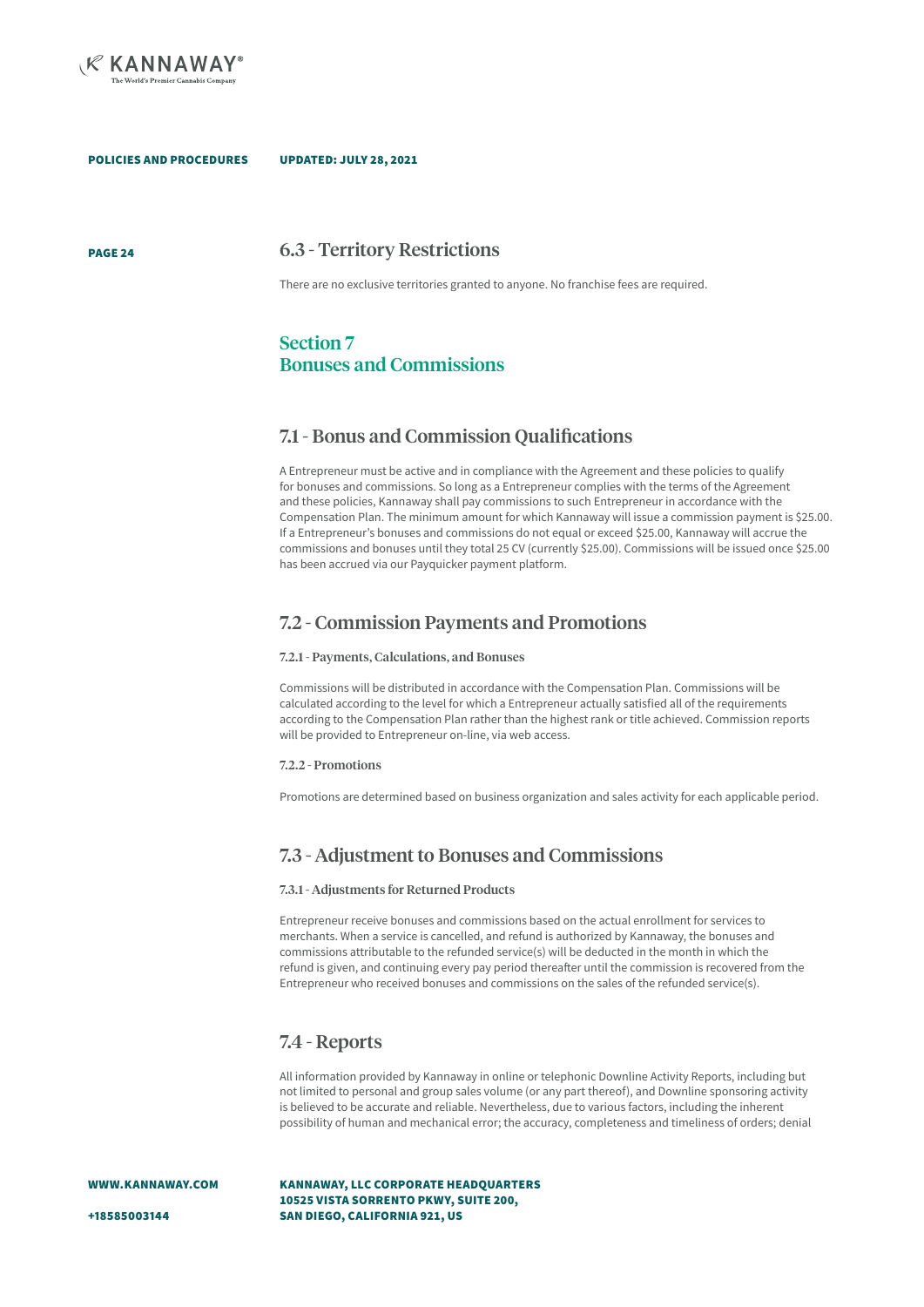## 6.3 - Territory Restrictions

There are no exclusive territories granted to anyone. No franchise fees are required.

# Section 7
# Bonuses and Commissions

## 7.1 - Bonus and Commission Qualifications

A Entrepreneur must be active and in compliance with the Agreement and these policies to qualify for bonuses and commissions. So long as a Entrepreneur complies with the terms of the Agreement and these policies, Kannaway shall pay commissions to such Entrepreneur in accordance with the Compensation Plan. The minimum amount for which Kannaway will issue a commission payment is $25.00. If a Entrepreneur's bonuses and commissions do not equal or exceed $25.00, Kannaway will accrue the commissions and bonuses until they total 25 CV (currently $25.00). Commissions will be issued once $25.00 has been accrued via our Payquicker payment platform.

## 7.2 - Commission Payments and Promotions

### 7.2.1 - Payments, Calculations, and Bonuses

Commissions will be distributed in accordance with the Compensation Plan. Commissions will be calculated according to the level for which a Entrepreneur actually satisfied all of the requirements according to the Compensation Plan rather than the highest rank or title achieved. Commission reports will be provided to Entrepreneur on-line, via web access.

### 7.2.2 - Promotions

Promotions are determined based on business organization and sales activity for each applicable period.

## 7.3 - Adjustment to Bonuses and Commissions

### 7.3.1 - Adjustments for Returned Products

Entrepreneur receive bonuses and commissions based on the actual enrollment for services to merchants. When a service is cancelled, and refund is authorized by Kannaway, the bonuses and commissions attributable to the refunded service(s) will be deducted in the month in which the refund is given, and continuing every pay period thereafter until the commission is recovered from the Entrepreneur who received bonuses and commissions on the sales of the refunded service(s).

## 7.4 - Reports

All information provided by Kannaway in online or telephonic Downline Activity Reports, including but not limited to personal and group sales volume (or any part thereof), and Downline sponsoring activity is believed to be accurate and reliable. Nevertheless, due to various factors, including the inherent possibility of human and mechanical error; the accuracy, completeness and timeliness of orders; denial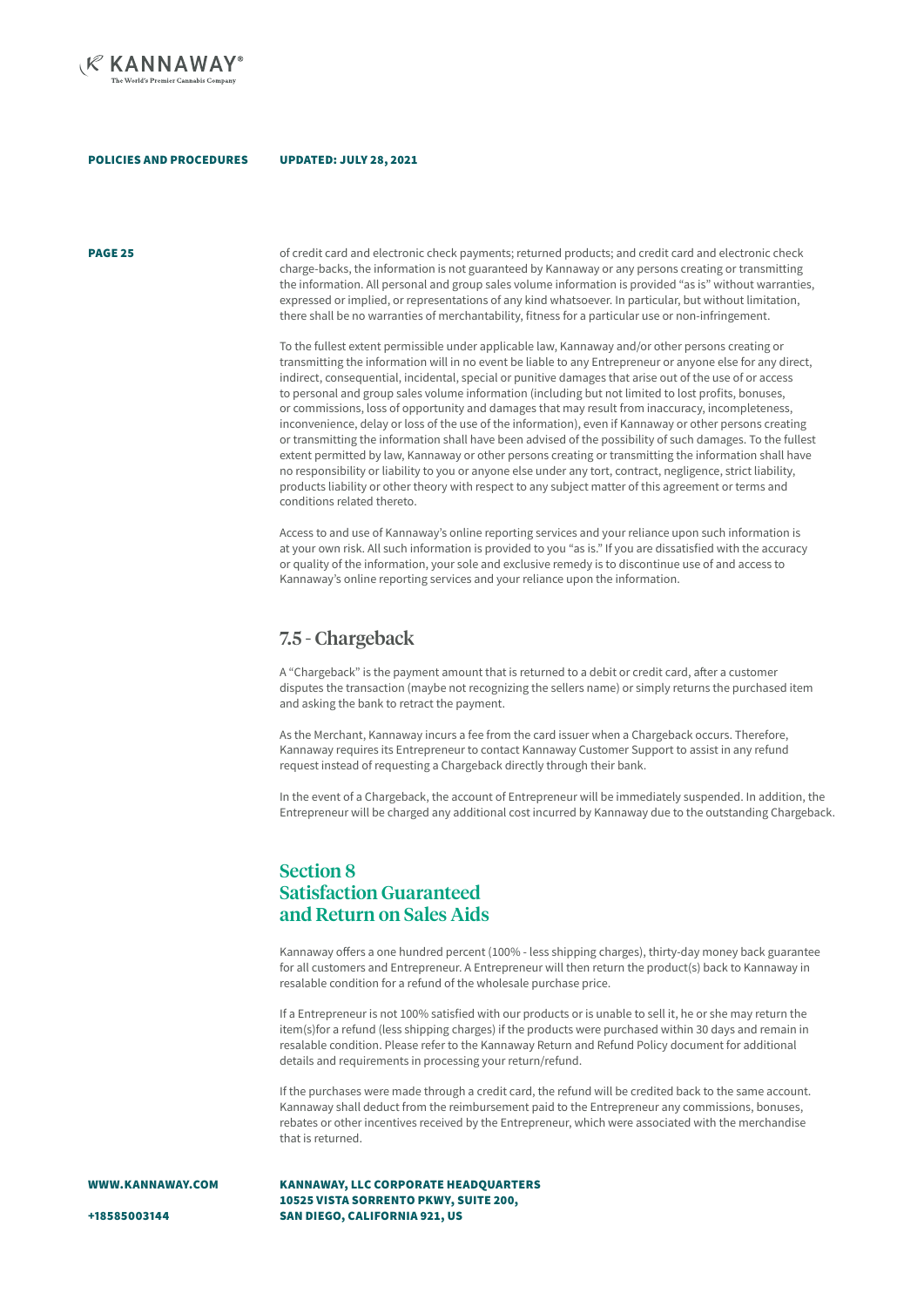of credit card and electronic check payments; returned products; and credit card and electronic check charge-backs, the information is not guaranteed by Kannaway or any persons creating or transmitting the information. All personal and group sales volume information is provided "as is" without warranties, expressed or implied, or representations of any kind whatsoever. In particular, but without limitation, there shall be no warranties of merchantability, fitness for a particular use or non-infringement.

To the fullest extent permissible under applicable law, Kannaway and/or other persons creating or transmitting the information will in no event be liable to any Entrepreneur or anyone else for any direct, indirect, consequential, incidental, special or punitive damages that arise out of the use of or access to personal and group sales volume information (including but not limited to lost profits, bonuses, or commissions, loss of opportunity and damages that may result from inaccuracy, incompleteness, inconvenience, delay or loss of the use of the information), even if Kannaway or other persons creating or transmitting the information shall have been advised of the possibility of such damages. To the fullest extent permitted by law, Kannaway or other persons creating or transmitting the information shall have no responsibility or liability to you or anyone else under any tort, contract, negligence, strict liability, products liability or other theory with respect to any subject matter of this agreement or terms and conditions related thereto.

Access to and use of Kannaway's online reporting services and your reliance upon such information is at your own risk. All such information is provided to you "as is." If you are dissatisfied with the accuracy or quality of the information, your sole and exclusive remedy is to discontinue use of and access to Kannaway's online reporting services and your reliance upon the information.

### 7.5 - Chargeback

A "Chargeback" is the payment amount that is returned to a debit or credit card, after a customer disputes the transaction (maybe not recognizing the sellers name) or simply returns the purchased item and asking the bank to retract the payment.

As the Merchant, Kannaway incurs a fee from the card issuer when a Chargeback occurs. Therefore, Kannaway requires its Entrepreneur to contact Kannaway Customer Support to assist in any refund request instead of requesting a Chargeback directly through their bank.

In the event of a Chargeback, the account of Entrepreneur will be immediately suspended. In addition, the Entrepreneur will be charged any additional cost incurred by Kannaway due to the outstanding Chargeback.

## Section 8 Satisfaction Guaranteed and Return on Sales Aids

Kannaway offers a one hundred percent (100% - less shipping charges), thirty-day money back guarantee for all customers and Entrepreneur. A Entrepreneur will then return the product(s) back to Kannaway in resalable condition for a refund of the wholesale purchase price.

If a Entrepreneur is not 100% satisfied with our products or is unable to sell it, he or she may return the item(s)for a refund (less shipping charges) if the products were purchased within 30 days and remain in resalable condition. Please refer to the Kannaway Return and Refund Policy document for additional details and requirements in processing your return/refund.

If the purchases were made through a credit card, the refund will be credited back to the same account. Kannaway shall deduct from the reimbursement paid to the Entrepreneur any commissions, bonuses, rebates or other incentives received by the Entrepreneur, which were associated with the merchandise that is returned.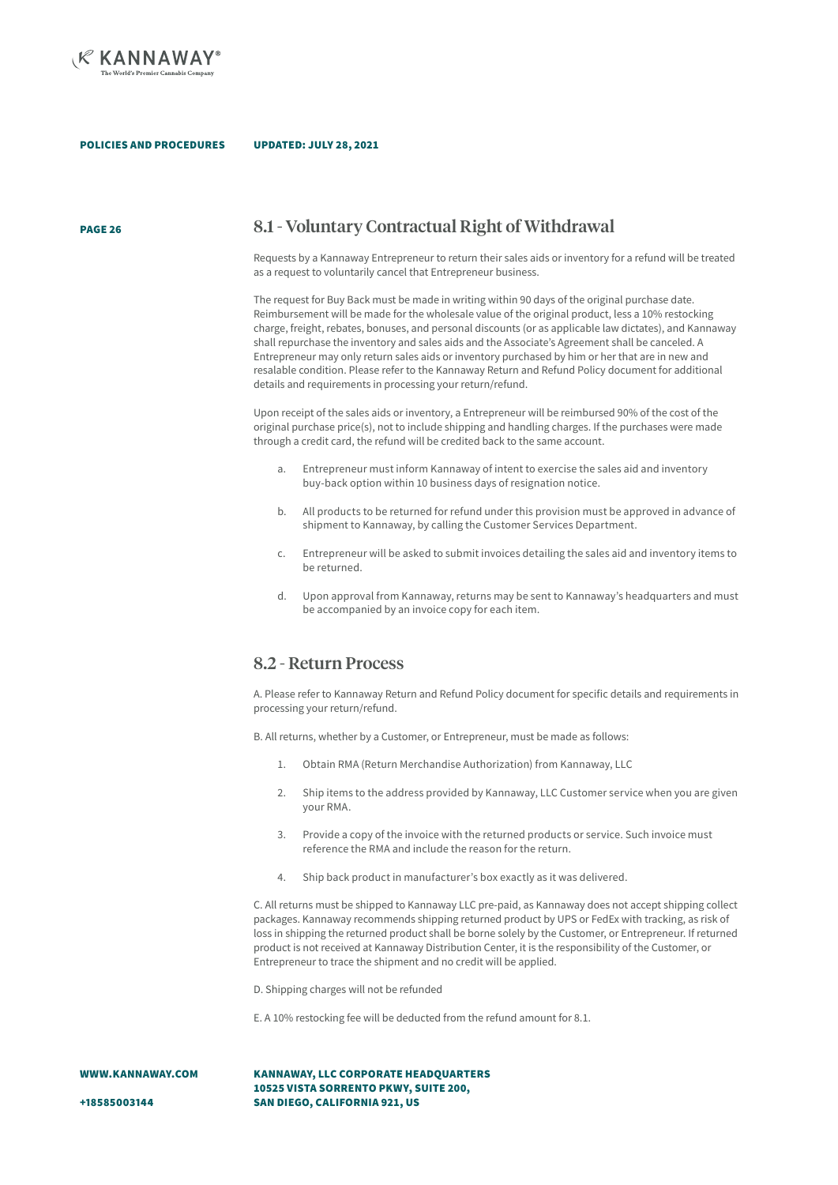## 8.1 - Voluntary Contractual Right of Withdrawal

Requests by a Kannaway Entrepreneur to return their sales aids or inventory for a refund will be treated as a request to voluntarily cancel that Entrepreneur business.

The request for Buy Back must be made in writing within 90 days of the original purchase date. Reimbursement will be made for the wholesale value of the original product, less a 10% restocking charge, freight, rebates, bonuses, and personal discounts (or as applicable law dictates), and Kannaway shall repurchase the inventory and sales aids and the Associate's Agreement shall be canceled. A Entrepreneur may only return sales aids or inventory purchased by him or her that are in new and resalable condition. Please refer to the Kannaway Return and Refund Policy document for additional details and requirements in processing your return/refund.

Upon receipt of the sales aids or inventory, a Entrepreneur will be reimbursed 90% of the cost of the original purchase price(s), not to include shipping and handling charges. If the purchases were made through a credit card, the refund will be credited back to the same account.

a. Entrepreneur must inform Kannaway of intent to exercise the sales aid and inventory buy-back option within 10 business days of resignation notice.

b. All products to be returned for refund under this provision must be approved in advance of shipment to Kannaway, by calling the Customer Services Department.

c. Entrepreneur will be asked to submit invoices detailing the sales aid and inventory items to be returned.

d. Upon approval from Kannaway, returns may be sent to Kannaway's headquarters and must be accompanied by an invoice copy for each item.

## 8.2 - Return Process

A. Please refer to Kannaway Return and Refund Policy document for specific details and requirements in processing your return/refund.

B. All returns, whether by a Customer, or Entrepreneur, must be made as follows:

1. Obtain RMA (Return Merchandise Authorization) from Kannaway, LLC
2. Ship items to the address provided by Kannaway, LLC Customer service when you are given your RMA.
3. Provide a copy of the invoice with the returned products or service. Such invoice must reference the RMA and include the reason for the return.
4. Ship back product in manufacturer's box exactly as it was delivered.

C. All returns must be shipped to Kannaway LLC pre-paid, as Kannaway does not accept shipping collect packages. Kannaway recommends shipping returned product by UPS or FedEx with tracking, as risk of loss in shipping the returned product shall be borne solely by the Customer, or Entrepreneur. If returned product is not received at Kannaway Distribution Center, it is the responsibility of the Customer, or Entrepreneur to trace the shipment and no credit will be applied.

D. Shipping charges will not be refunded

E. A 10% restocking fee will be deducted from the refund amount for 8.1.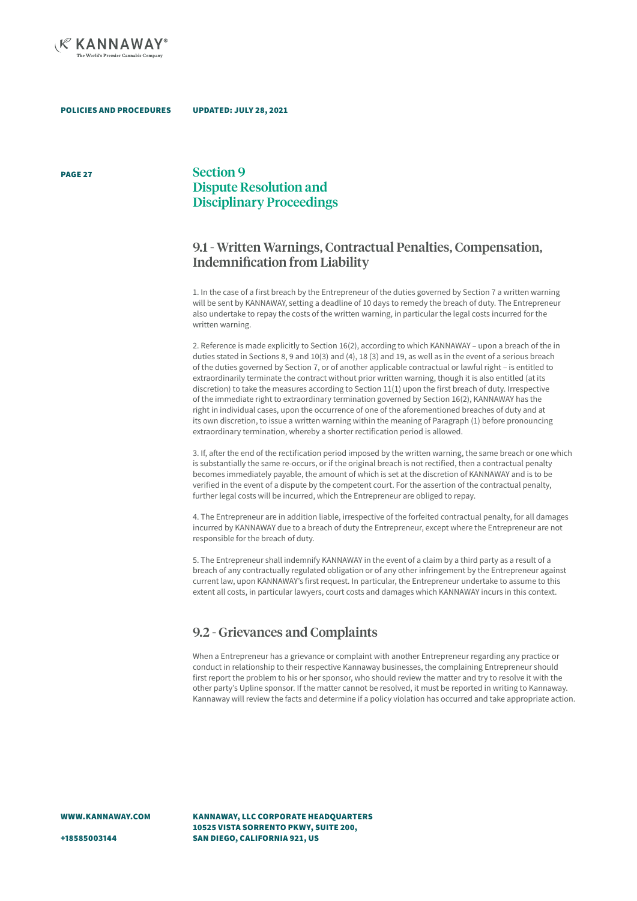# Section 9
# Dispute Resolution and Disciplinary Proceedings

## 9.1 - Written Warnings, Contractual Penalties, Compensation, Indemnification from Liability

1. In the case of a first breach by the Entrepreneur of the duties governed by Section 7 a written warning will be sent by KANNAWAY, setting a deadline of 10 days to remedy the breach of duty. The Entrepreneur also undertake to repay the costs of the written warning, in particular the legal costs incurred for the written warning.

2. Reference is made explicitly to Section 16(2), according to which KANNAWAY – upon a breach of the in duties stated in Sections 8, 9 and 10(3) and (4), 18 (3) and 19, as well as in the event of a serious breach of the duties governed by Section 7, or of another applicable contractual or lawful right – is entitled to extraordinarily terminate the contract without prior written warning, though it is also entitled (at its discretion) to take the measures according to Section 11(1) upon the first breach of duty. Irrespective of the immediate right to extraordinary termination governed by Section 16(2), KANNAWAY has the right in individual cases, upon the occurrence of one of the aforementioned breaches of duty and at its own discretion, to issue a written warning within the meaning of Paragraph (1) before pronouncing extraordinary termination, whereby a shorter rectification period is allowed.

3. If, after the end of the rectification period imposed by the written warning, the same breach or one which is substantially the same re-occurs, or if the original breach is not rectified, then a contractual penalty becomes immediately payable, the amount of which is set at the discretion of KANNAWAY and is to be verified in the event of a dispute by the competent court. For the assertion of the contractual penalty, further legal costs will be incurred, which the Entrepreneur are obliged to repay.

4. The Entrepreneur are in addition liable, irrespective of the forfeited contractual penalty, for all damages incurred by KANNAWAY due to a breach of duty the Entrepreneur, except where the Entrepreneur are not responsible for the breach of duty.

5. The Entrepreneur shall indemnify KANNAWAY in the event of a claim by a third party as a result of a breach of any contractually regulated obligation or of any other infringement by the Entrepreneur against current law, upon KANNAWAY's first request. In particular, the Entrepreneur undertake to assume to this extent all costs, in particular lawyers, court costs and damages which KANNAWAY incurs in this context.

## 9.2 - Grievances and Complaints

When a Entrepreneur has a grievance or complaint with another Entrepreneur regarding any practice or conduct in relationship to their respective Kannaway businesses, the complaining Entrepreneur should first report the problem to his or her sponsor, who should review the matter and try to resolve it with the other party's Upline sponsor. If the matter cannot be resolved, it must be reported in writing to Kannaway. Kannaway will review the facts and determine if a policy violation has occurred and take appropriate action.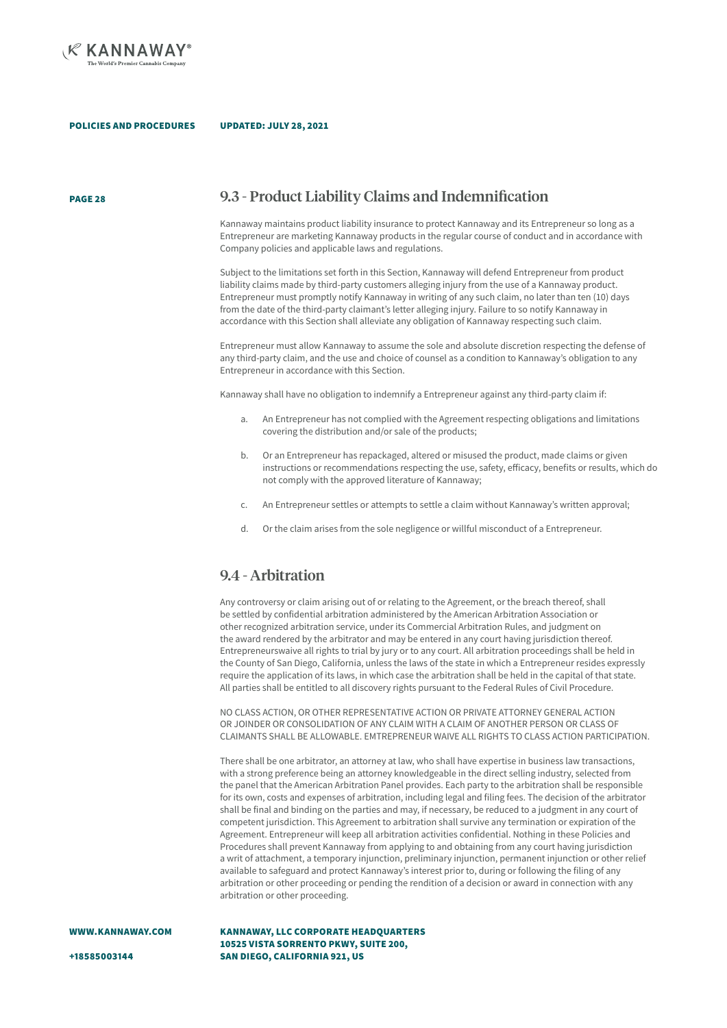## 9.3 - Product Liability Claims and Indemnification

Kannaway maintains product liability insurance to protect Kannaway and its Entrepreneur so long as a Entrepreneur are marketing Kannaway products in the regular course of conduct and in accordance with Company policies and applicable laws and regulations.

Subject to the limitations set forth in this Section, Kannaway will defend Entrepreneur from product liability claims made by third-party customers alleging injury from the use of a Kannaway product. Entrepreneur must promptly notify Kannaway in writing of any such claim, no later than ten (10) days from the date of the third-party claimant's letter alleging injury. Failure to so notify Kannaway in accordance with this Section shall alleviate any obligation of Kannaway respecting such claim.

Entrepreneur must allow Kannaway to assume the sole and absolute discretion respecting the defense of any third-party claim, and the use and choice of counsel as a condition to Kannaway's obligation to any Entrepreneur in accordance with this Section.

Kannaway shall have no obligation to indemnify a Entrepreneur against any third-party claim if:

a. An Entrepreneur has not complied with the Agreement respecting obligations and limitations covering the distribution and/or sale of the products;

b. Or an Entrepreneur has repackaged, altered or misused the product, made claims or given instructions or recommendations respecting the use, safety, efficacy, benefits or results, which do not comply with the approved literature of Kannaway;

c. An Entrepreneur settles or attempts to settle a claim without Kannaway's written approval;

d. Or the claim arises from the sole negligence or willful misconduct of a Entrepreneur.

## 9.4 - Arbitration

Any controversy or claim arising out of or relating to the Agreement, or the breach thereof, shall be settled by confidential arbitration administered by the American Arbitration Association or other recognized arbitration service, under its Commercial Arbitration Rules, and judgment on the award rendered by the arbitrator and may be entered in any court having jurisdiction thereof. Entrepreneurswaive all rights to trial by jury or to any court. All arbitration proceedings shall be held in the County of San Diego, California, unless the laws of the state in which a Entrepreneur resides expressly require the application of its laws, in which case the arbitration shall be held in the capital of that state. All parties shall be entitled to all discovery rights pursuant to the Federal Rules of Civil Procedure.

NO CLASS ACTION, OR OTHER REPRESENTATIVE ACTION OR PRIVATE ATTORNEY GENERAL ACTION OR JOINDER OR CONSOLIDATION OF ANY CLAIM WITH A CLAIM OF ANOTHER PERSON OR CLASS OF CLAIMANTS SHALL BE ALLOWABLE. EMTREPRENEUR WAIVE ALL RIGHTS TO CLASS ACTION PARTICIPATION.

There shall be one arbitrator, an attorney at law, who shall have expertise in business law transactions, with a strong preference being an attorney knowledgeable in the direct selling industry, selected from the panel that the American Arbitration Panel provides. Each party to the arbitration shall be responsible for its own, costs and expenses of arbitration, including legal and filing fees. The decision of the arbitrator shall be final and binding on the parties and may, if necessary, be reduced to a judgment in any court of competent jurisdiction. This Agreement to arbitration shall survive any termination or expiration of the Agreement. Entrepreneur will keep all arbitration activities confidential. Nothing in these Policies and Procedures shall prevent Kannaway from applying to and obtaining from any court having jurisdiction a writ of attachment, a temporary injunction, preliminary injunction, permanent injunction or other relief available to safeguard and protect Kannaway's interest prior to, during or following the filing of any arbitration or other proceeding or pending the rendition of a decision or award in connection with any arbitration or other proceeding.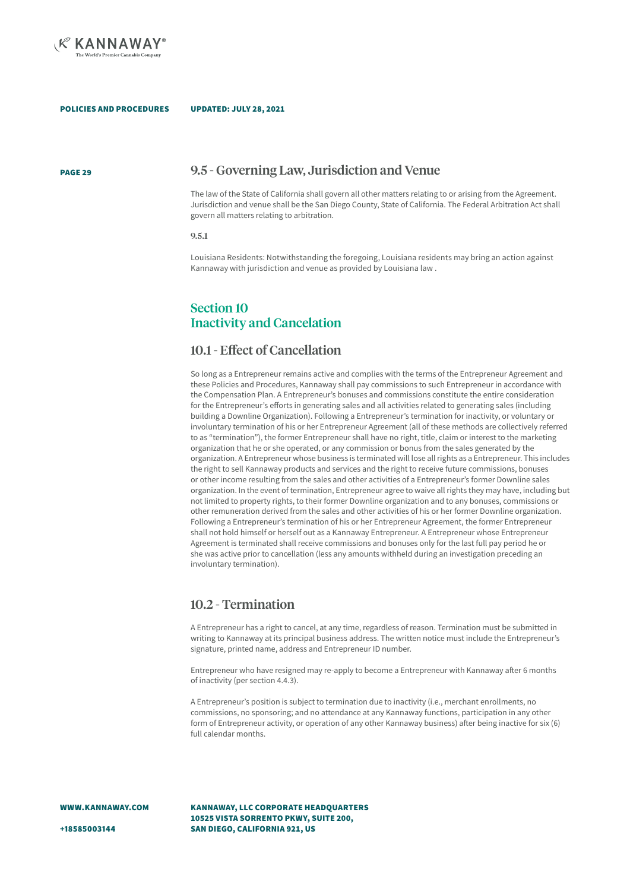## 9.5 - Governing Law, Jurisdiction and Venue

The law of the State of California shall govern all other matters relating to or arising from the Agreement. Jurisdiction and venue shall be the San Diego County, State of California. The Federal Arbitration Act shall govern all matters relating to arbitration.

**9.5.1**

Louisiana Residents: Notwithstanding the foregoing, Louisiana residents may bring an action against Kannaway with jurisdiction and venue as provided by Louisiana law .

# Section 10
# Inactivity and Cancelation

## 10.1 - Effect of Cancellation

So long as a Entrepreneur remains active and complies with the terms of the Entrepreneur Agreement and these Policies and Procedures, Kannaway shall pay commissions to such Entrepreneur in accordance with the Compensation Plan. A Entrepreneur's bonuses and commissions constitute the entire consideration for the Entrepreneur's efforts in generating sales and all activities related to generating sales (including building a Downline Organization). Following a Entrepreneur's termination for inactivity, or voluntary or involuntary termination of his or her Entrepreneur Agreement (all of these methods are collectively referred to as "termination"), the former Entrepreneur shall have no right, title, claim or interest to the marketing organization that he or she operated, or any commission or bonus from the sales generated by the organization. A Entrepreneur whose business is terminated will lose all rights as a Entrepreneur. This includes the right to sell Kannaway products and services and the right to receive future commissions, bonuses or other income resulting from the sales and other activities of a Entrepreneur's former Downline sales organization. In the event of termination, Entrepreneur agree to waive all rights they may have, including but not limited to property rights, to their former Downline organization and to any bonuses, commissions or other remuneration derived from the sales and other activities of his or her former Downline organization. Following a Entrepreneur's termination of his or her Entrepreneur Agreement, the former Entrepreneur shall not hold himself or herself out as a Kannaway Entrepreneur. A Entrepreneur whose Entrepreneur Agreement is terminated shall receive commissions and bonuses only for the last full pay period he or she was active prior to cancellation (less any amounts withheld during an investigation preceding an involuntary termination).

## 10.2 - Termination

A Entrepreneur has a right to cancel, at any time, regardless of reason. Termination must be submitted in writing to Kannaway at its principal business address. The written notice must include the Entrepreneur's signature, printed name, address and Entrepreneur ID number.

Entrepreneur who have resigned may re-apply to become a Entrepreneur with Kannaway after 6 months of inactivity (per section 4.4.3).

A Entrepreneur's position is subject to termination due to inactivity (i.e., merchant enrollments, no commissions, no sponsoring; and no attendance at any Kannaway functions, participation in any other form of Entrepreneur activity, or operation of any other Kannaway business) after being inactive for six (6) full calendar months.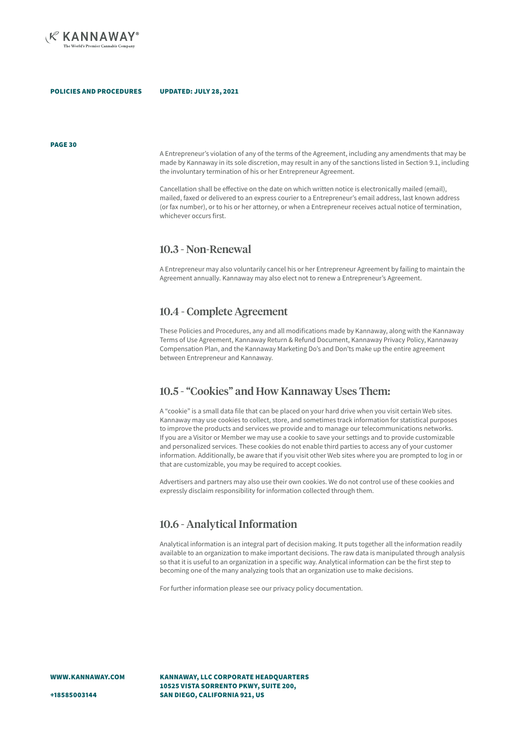A Entrepreneur's violation of any of the terms of the Agreement, including any amendments that may be made by Kannaway in its sole discretion, may result in any of the sanctions listed in Section 9.1, including the involuntary termination of his or her Entrepreneur Agreement.

Cancellation shall be effective on the date on which written notice is electronically mailed (email), mailed, faxed or delivered to an express courier to a Entrepreneur's email address, last known address (or fax number), or to his or her attorney, or when a Entrepreneur receives actual notice of termination, whichever occurs first.

## 10.3 - Non-Renewal

A Entrepreneur may also voluntarily cancel his or her Entrepreneur Agreement by failing to maintain the Agreement annually. Kannaway may also elect not to renew a Entrepreneur's Agreement.

## 10.4 - Complete Agreement

These Policies and Procedures, any and all modifications made by Kannaway, along with the Kannaway Terms of Use Agreement, Kannaway Return & Refund Document, Kannaway Privacy Policy, Kannaway Compensation Plan, and the Kannaway Marketing Do's and Don'ts make up the entire agreement between Entrepreneur and Kannaway.

## 10.5 - "Cookies" and How Kannaway Uses Them:

A "cookie" is a small data file that can be placed on your hard drive when you visit certain Web sites. Kannaway may use cookies to collect, store, and sometimes track information for statistical purposes to improve the products and services we provide and to manage our telecommunications networks. If you are a Visitor or Member we may use a cookie to save your settings and to provide customizable and personalized services. These cookies do not enable third parties to access any of your customer information. Additionally, be aware that if you visit other Web sites where you are prompted to log in or that are customizable, you may be required to accept cookies.

Advertisers and partners may also use their own cookies. We do not control use of these cookies and expressly disclaim responsibility for information collected through them.

## 10.6 - Analytical Information

Analytical information is an integral part of decision making. It puts together all the information readily available to an organization to make important decisions. The raw data is manipulated through analysis so that it is useful to an organization in a specific way. Analytical information can be the first step to becoming one of the many analyzing tools that an organization use to make decisions.

For further information please see our privacy policy documentation.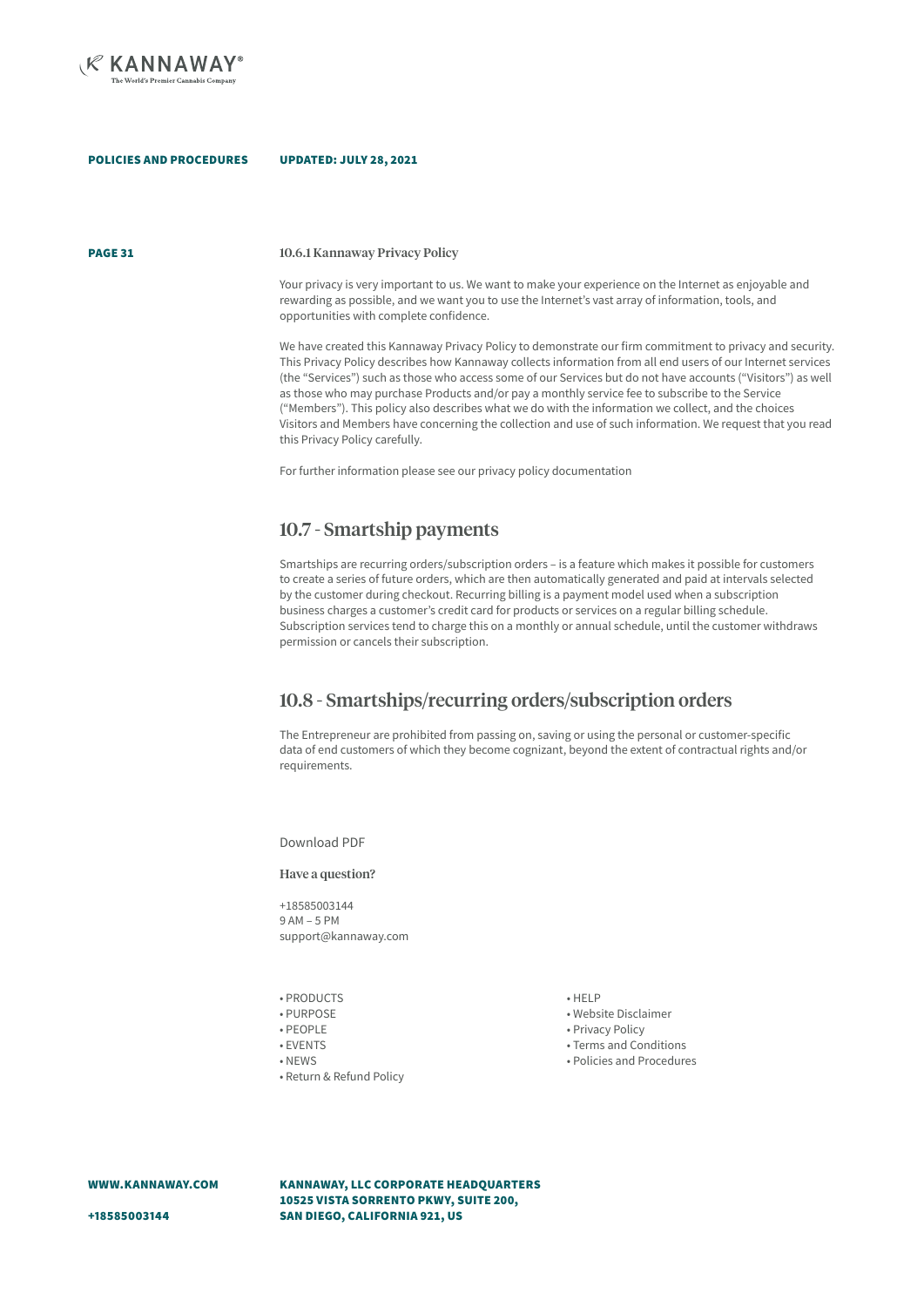### 10.6.1 Kannaway Privacy Policy

Your privacy is very important to us. We want to make your experience on the Internet as enjoyable and rewarding as possible, and we want you to use the Internet's vast array of information, tools, and opportunities with complete confidence.

We have created this Kannaway Privacy Policy to demonstrate our firm commitment to privacy and security. This Privacy Policy describes how Kannaway collects information from all end users of our Internet services (the "Services") such as those who access some of our Services but do not have accounts ("Visitors") as well as those who may purchase Products and/or pay a monthly service fee to subscribe to the Service ("Members"). This policy also describes what we do with the information we collect, and the choices Visitors and Members have concerning the collection and use of such information. We request that you read this Privacy Policy carefully.

For further information please see our privacy policy documentation

## 10.7 - Smartship payments

Smartships are recurring orders/subscription orders – is a feature which makes it possible for customers to create a series of future orders, which are then automatically generated and paid at intervals selected by the customer during checkout. Recurring billing is a payment model used when a subscription business charges a customer's credit card for products or services on a regular billing schedule. Subscription services tend to charge this on a monthly or annual schedule, until the customer withdraws permission or cancels their subscription.

## 10.8 - Smartships/recurring orders/subscription orders

The Entrepreneur are prohibited from passing on, saving or using the personal or customer-specific data of end customers of which they become cognizant, beyond the extent of contractual rights and/or requirements.

Download PDF

**Have a question?**

+18585003144
9 AM – 5 PM
support@kannaway.com

- PRODUCTS
- PURPOSE
- PEOPLE
- EVENTS
- NEWS
- Return & Refund Policy
- HELP
- Website Disclaimer
- Privacy Policy
- Terms and Conditions
- Policies and Procedures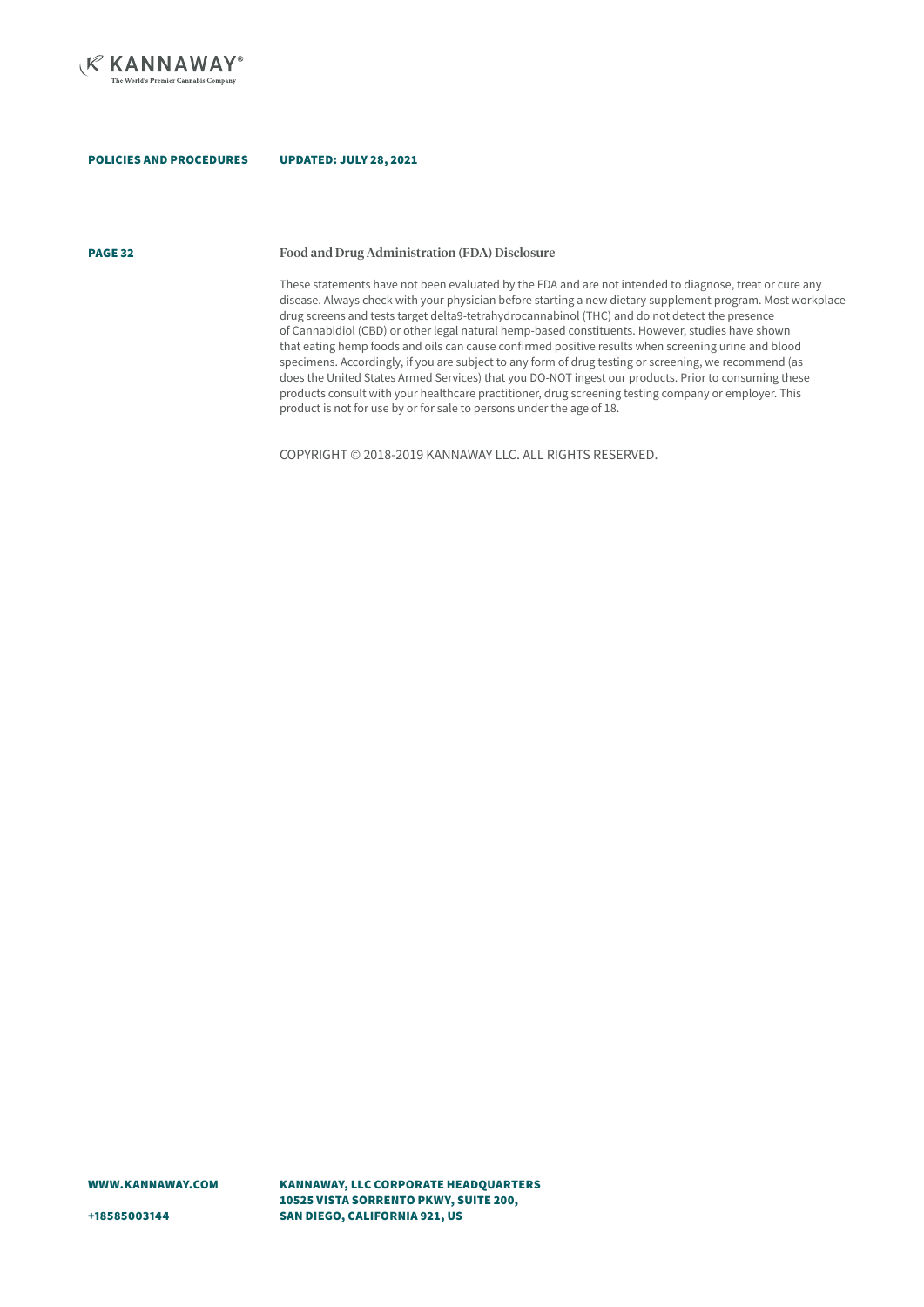## Food and Drug Administration (FDA) Disclosure

These statements have not been evaluated by the FDA and are not intended to diagnose, treat or cure any disease. Always check with your physician before starting a new dietary supplement program. Most workplace drug screens and tests target delta9-tetrahydrocannabinol (THC) and do not detect the presence of Cannabidiol (CBD) or other legal natural hemp-based constituents. However, studies have shown that eating hemp foods and oils can cause confirmed positive results when screening urine and blood specimens. Accordingly, if you are subject to any form of drug testing or screening, we recommend (as does the United States Armed Services) that you DO-NOT ingest our products. Prior to consuming these products consult with your healthcare practitioner, drug screening testing company or employer. This product is not for use by or for sale to persons under the age of 18.

COPYRIGHT © 2018-2019 KANNAWAY LLC. ALL RIGHTS RESERVED.